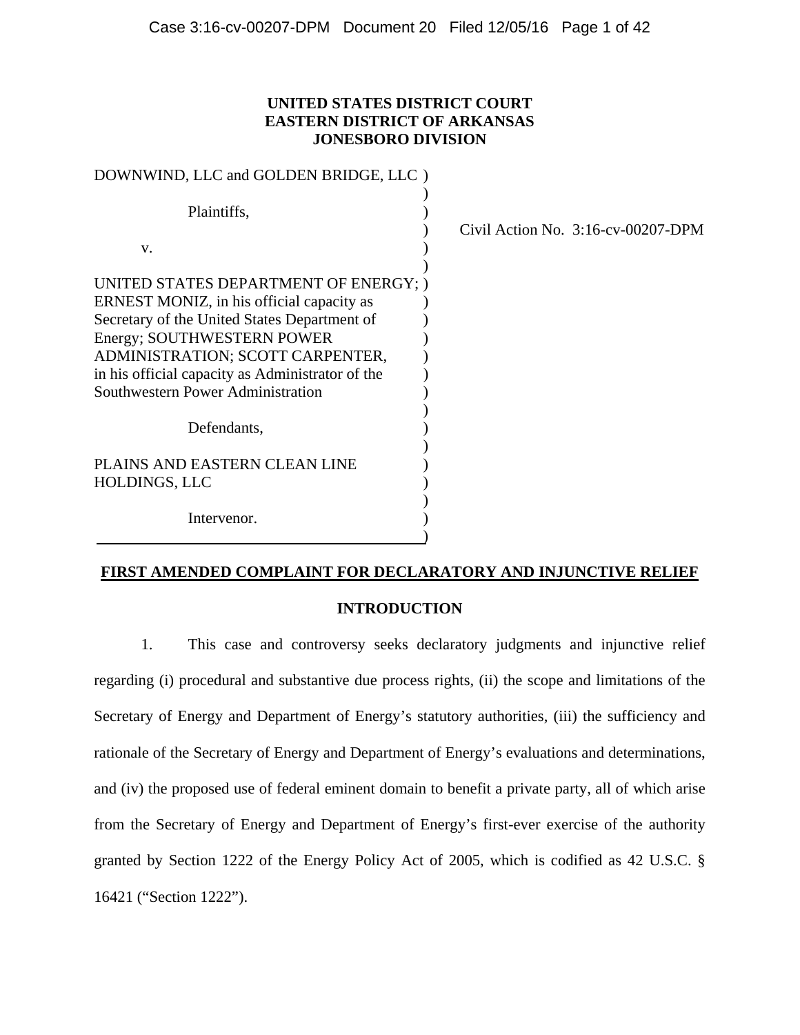**UNITED STATES DISTRICT COURT**
**EASTERN DISTRICT OF ARKANSAS**
**JONESBORO DIVISION**

DOWNWIND, LLC and GOLDEN BRIDGE, LLC )
)
Plaintiffs, )
) Civil Action No. 3:16-cv-00207-DPM
v. )
)
UNITED STATES DEPARTMENT OF ENERGY; )
ERNEST MONIZ, in his official capacity as )
Secretary of the United States Department of )
Energy; SOUTHWESTERN POWER )
ADMINISTRATION; SCOTT CARPENTER, )
in his official capacity as Administrator of the )
Southwestern Power Administration )
)
Defendants, )
)
PLAINS AND EASTERN CLEAN LINE )
HOLDINGS, LLC )
)
Intervenor. )

**FIRST AMENDED COMPLAINT FOR DECLARATORY AND INJUNCTIVE RELIEF**

**INTRODUCTION**

1. This case and controversy seeks declaratory judgments and injunctive relief regarding (i) procedural and substantive due process rights, (ii) the scope and limitations of the Secretary of Energy and Department of Energy's statutory authorities, (iii) the sufficiency and rationale of the Secretary of Energy and Department of Energy's evaluations and determinations, and (iv) the proposed use of federal eminent domain to benefit a private party, all of which arise from the Secretary of Energy and Department of Energy's first-ever exercise of the authority granted by Section 1222 of the Energy Policy Act of 2005, which is codified as 42 U.S.C. § 16421 ("Section 1222").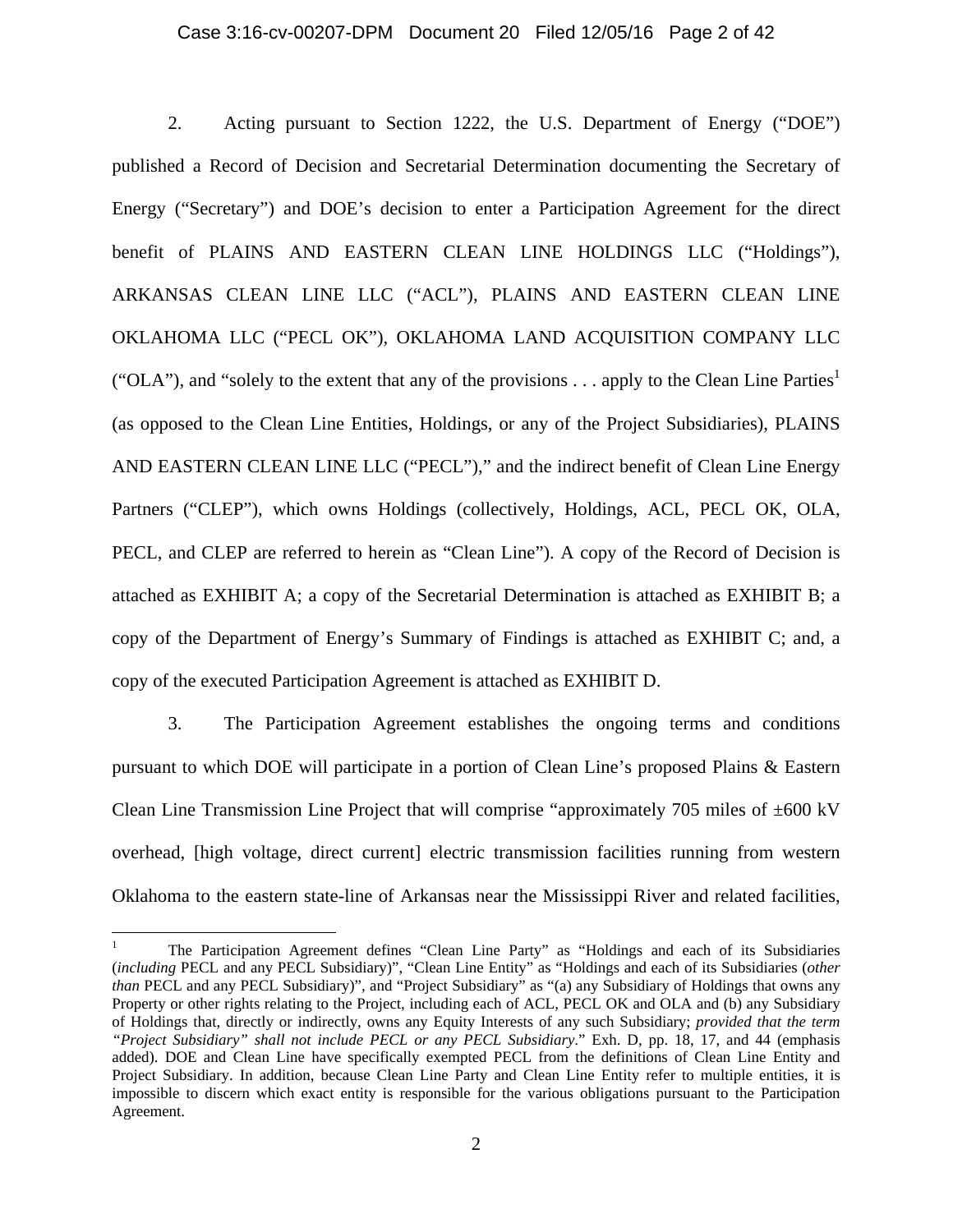2. Acting pursuant to Section 1222, the U.S. Department of Energy ("DOE") published a Record of Decision and Secretarial Determination documenting the Secretary of Energy ("Secretary") and DOE's decision to enter a Participation Agreement for the direct benefit of PLAINS AND EASTERN CLEAN LINE HOLDINGS LLC ("Holdings"), ARKANSAS CLEAN LINE LLC ("ACL"), PLAINS AND EASTERN CLEAN LINE OKLAHOMA LLC ("PECL OK"), OKLAHOMA LAND ACQUISITION COMPANY LLC ("OLA"), and "solely to the extent that any of the provisions . . . apply to the Clean Line Parties[1] (as opposed to the Clean Line Entities, Holdings, or any of the Project Subsidiaries), PLAINS AND EASTERN CLEAN LINE LLC ("PECL")," and the indirect benefit of Clean Line Energy Partners ("CLEP"), which owns Holdings (collectively, Holdings, ACL, PECL OK, OLA, PECL, and CLEP are referred to herein as "Clean Line"). A copy of the Record of Decision is attached as EXHIBIT A; a copy of the Secretarial Determination is attached as EXHIBIT B; a copy of the Department of Energy's Summary of Findings is attached as EXHIBIT C; and, a copy of the executed Participation Agreement is attached as EXHIBIT D.

3. The Participation Agreement establishes the ongoing terms and conditions pursuant to which DOE will participate in a portion of Clean Line's proposed Plains & Eastern Clean Line Transmission Line Project that will comprise "approximately 705 miles of ±600 kV overhead, [high voltage, direct current] electric transmission facilities running from western Oklahoma to the eastern state-line of Arkansas near the Mississippi River and related facilities,

[1] The Participation Agreement defines "Clean Line Party" as "Holdings and each of its Subsidiaries (*including* PECL and any PECL Subsidiary)", "Clean Line Entity" as "Holdings and each of its Subsidiaries (*other than* PECL and any PECL Subsidiary)", and "Project Subsidiary" as "(a) any Subsidiary of Holdings that owns any Property or other rights relating to the Project, including each of ACL, PECL OK and OLA and (b) any Subsidiary of Holdings that, directly or indirectly, owns any Equity Interests of any such Subsidiary; *provided that the term "Project Subsidiary" shall not include PECL or any PECL Subsidiary*." Exh. D, pp. 18, 17, and 44 (emphasis added). DOE and Clean Line have specifically exempted PECL from the definitions of Clean Line Entity and Project Subsidiary. In addition, because Clean Line Party and Clean Line Entity refer to multiple entities, it is impossible to discern which exact entity is responsible for the various obligations pursuant to the Participation Agreement.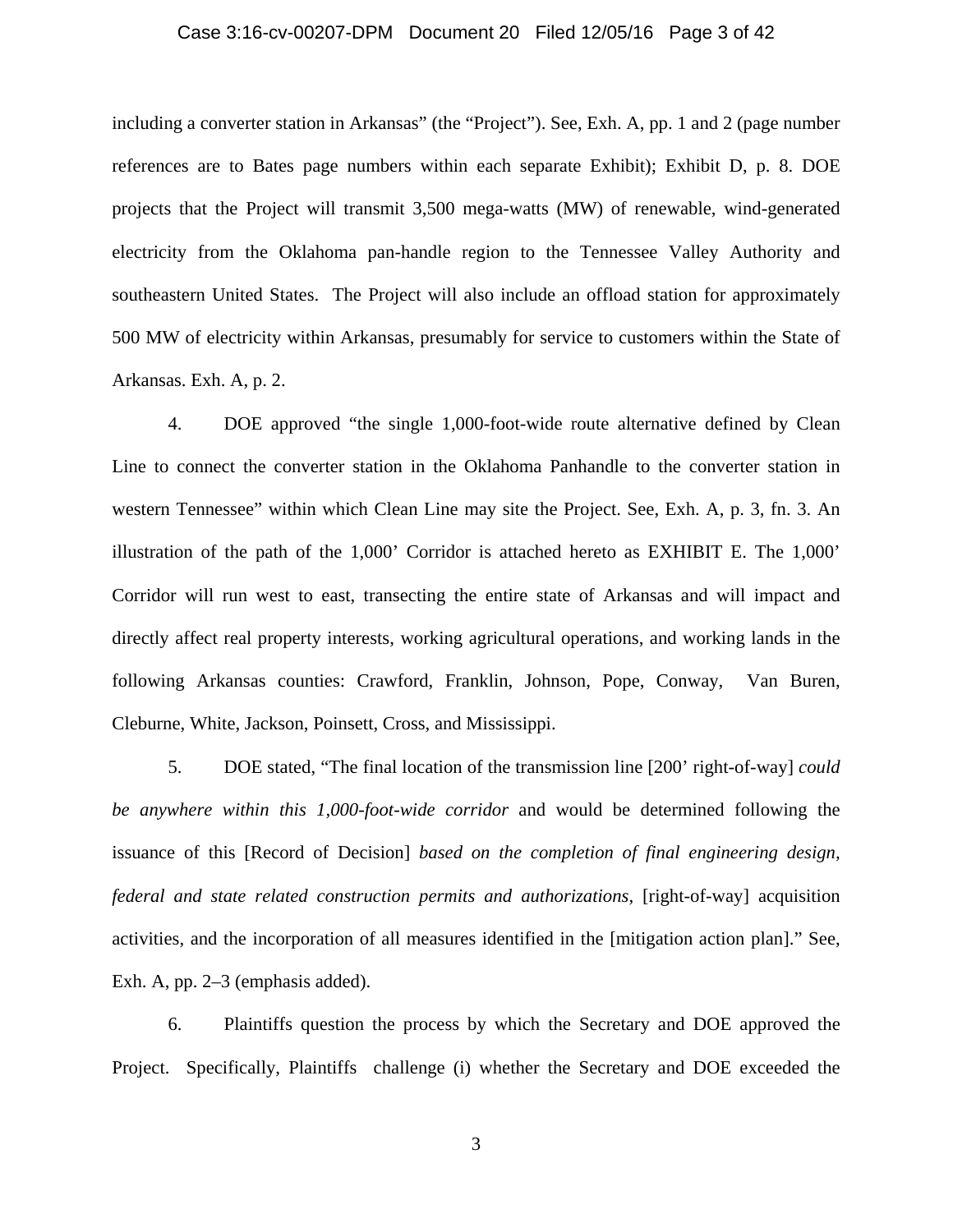including a converter station in Arkansas" (the "Project"). See, Exh. A, pp. 1 and 2 (page number references are to Bates page numbers within each separate Exhibit); Exhibit D, p. 8. DOE projects that the Project will transmit 3,500 mega-watts (MW) of renewable, wind-generated electricity from the Oklahoma pan-handle region to the Tennessee Valley Authority and southeastern United States. The Project will also include an offload station for approximately 500 MW of electricity within Arkansas, presumably for service to customers within the State of Arkansas. Exh. A, p. 2.

4. DOE approved "the single 1,000-foot-wide route alternative defined by Clean Line to connect the converter station in the Oklahoma Panhandle to the converter station in western Tennessee" within which Clean Line may site the Project. See, Exh. A, p. 3, fn. 3. An illustration of the path of the 1,000' Corridor is attached hereto as EXHIBIT E. The 1,000' Corridor will run west to east, transecting the entire state of Arkansas and will impact and directly affect real property interests, working agricultural operations, and working lands in the following Arkansas counties: Crawford, Franklin, Johnson, Pope, Conway, Van Buren, Cleburne, White, Jackson, Poinsett, Cross, and Mississippi.

5. DOE stated, "The final location of the transmission line [200' right-of-way] *could be anywhere within this 1,000-foot-wide corridor* and would be determined following the issuance of this [Record of Decision] *based on the completion of final engineering design, federal and state related construction permits and authorizations*, [right-of-way] acquisition activities, and the incorporation of all measures identified in the [mitigation action plan]." See, Exh. A, pp. 2–3 (emphasis added).

6. Plaintiffs question the process by which the Secretary and DOE approved the Project. Specifically, Plaintiffs challenge (i) whether the Secretary and DOE exceeded the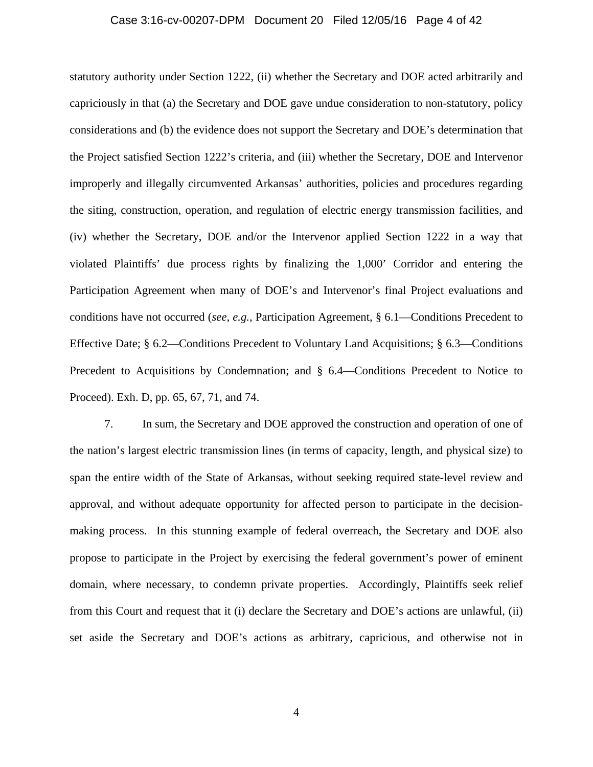statutory authority under Section 1222, (ii) whether the Secretary and DOE acted arbitrarily and capriciously in that (a) the Secretary and DOE gave undue consideration to non-statutory, policy considerations and (b) the evidence does not support the Secretary and DOE's determination that the Project satisfied Section 1222's criteria, and (iii) whether the Secretary, DOE and Intervenor improperly and illegally circumvented Arkansas' authorities, policies and procedures regarding the siting, construction, operation, and regulation of electric energy transmission facilities, and (iv) whether the Secretary, DOE and/or the Intervenor applied Section 1222 in a way that violated Plaintiffs' due process rights by finalizing the 1,000' Corridor and entering the Participation Agreement when many of DOE's and Intervenor's final Project evaluations and conditions have not occurred (*see, e.g.*, Participation Agreement, § 6.1—Conditions Precedent to Effective Date; § 6.2—Conditions Precedent to Voluntary Land Acquisitions; § 6.3—Conditions Precedent to Acquisitions by Condemnation; and § 6.4—Conditions Precedent to Notice to Proceed). Exh. D, pp. 65, 67, 71, and 74.

7. In sum, the Secretary and DOE approved the construction and operation of one of the nation's largest electric transmission lines (in terms of capacity, length, and physical size) to span the entire width of the State of Arkansas, without seeking required state-level review and approval, and without adequate opportunity for affected person to participate in the decision-making process. In this stunning example of federal overreach, the Secretary and DOE also propose to participate in the Project by exercising the federal government's power of eminent domain, where necessary, to condemn private properties. Accordingly, Plaintiffs seek relief from this Court and request that it (i) declare the Secretary and DOE's actions are unlawful, (ii) set aside the Secretary and DOE's actions as arbitrary, capricious, and otherwise not in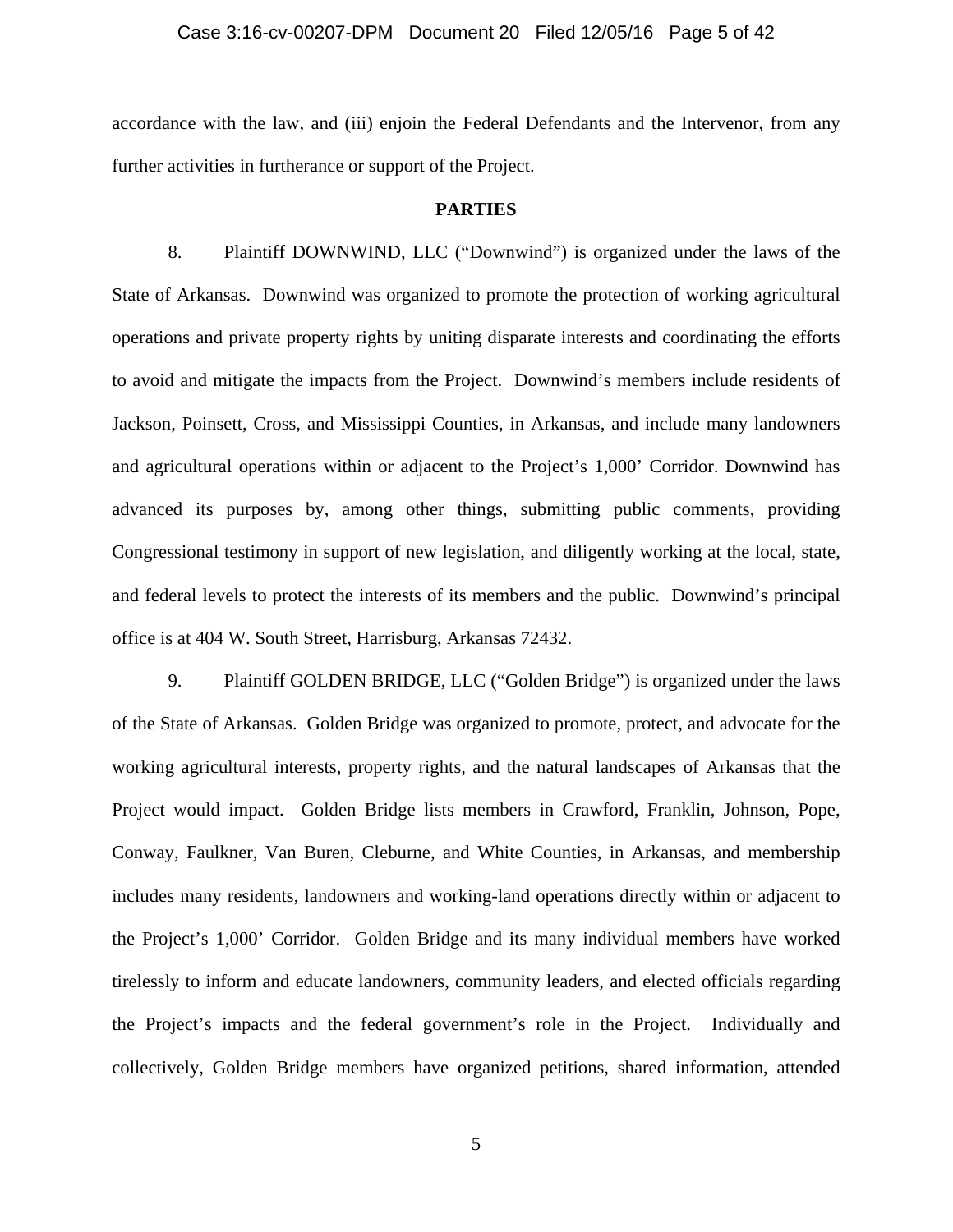accordance with the law, and (iii) enjoin the Federal Defendants and the Intervenor, from any further activities in furtherance or support of the Project.

**PARTIES**

8. Plaintiff DOWNWIND, LLC ("Downwind") is organized under the laws of the State of Arkansas. Downwind was organized to promote the protection of working agricultural operations and private property rights by uniting disparate interests and coordinating the efforts to avoid and mitigate the impacts from the Project. Downwind's members include residents of Jackson, Poinsett, Cross, and Mississippi Counties, in Arkansas, and include many landowners and agricultural operations within or adjacent to the Project's 1,000' Corridor. Downwind has advanced its purposes by, among other things, submitting public comments, providing Congressional testimony in support of new legislation, and diligently working at the local, state, and federal levels to protect the interests of its members and the public. Downwind's principal office is at 404 W. South Street, Harrisburg, Arkansas 72432.

9. Plaintiff GOLDEN BRIDGE, LLC ("Golden Bridge") is organized under the laws of the State of Arkansas. Golden Bridge was organized to promote, protect, and advocate for the working agricultural interests, property rights, and the natural landscapes of Arkansas that the Project would impact. Golden Bridge lists members in Crawford, Franklin, Johnson, Pope, Conway, Faulkner, Van Buren, Cleburne, and White Counties, in Arkansas, and membership includes many residents, landowners and working-land operations directly within or adjacent to the Project's 1,000' Corridor. Golden Bridge and its many individual members have worked tirelessly to inform and educate landowners, community leaders, and elected officials regarding the Project's impacts and the federal government's role in the Project. Individually and collectively, Golden Bridge members have organized petitions, shared information, attended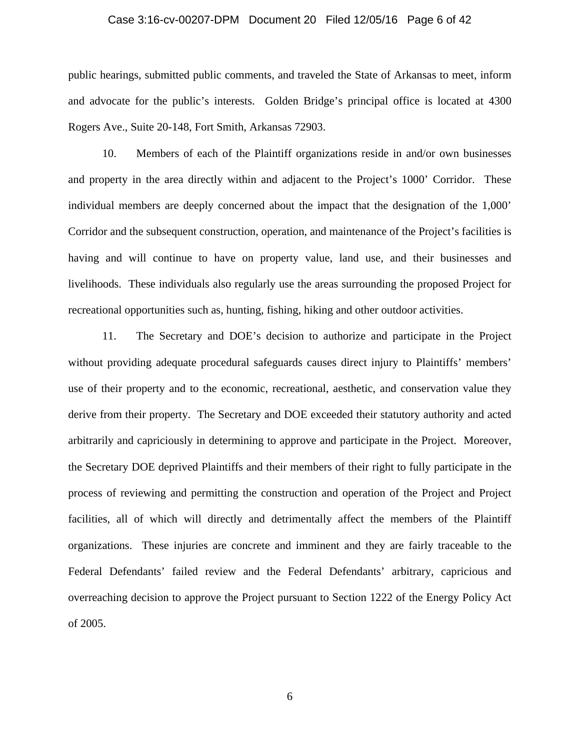public hearings, submitted public comments, and traveled the State of Arkansas to meet, inform and advocate for the public's interests. Golden Bridge's principal office is located at 4300 Rogers Ave., Suite 20-148, Fort Smith, Arkansas 72903.

10. Members of each of the Plaintiff organizations reside in and/or own businesses and property in the area directly within and adjacent to the Project's 1000' Corridor. These individual members are deeply concerned about the impact that the designation of the 1,000' Corridor and the subsequent construction, operation, and maintenance of the Project's facilities is having and will continue to have on property value, land use, and their businesses and livelihoods. These individuals also regularly use the areas surrounding the proposed Project for recreational opportunities such as, hunting, fishing, hiking and other outdoor activities.

11. The Secretary and DOE's decision to authorize and participate in the Project without providing adequate procedural safeguards causes direct injury to Plaintiffs' members' use of their property and to the economic, recreational, aesthetic, and conservation value they derive from their property. The Secretary and DOE exceeded their statutory authority and acted arbitrarily and capriciously in determining to approve and participate in the Project. Moreover, the Secretary DOE deprived Plaintiffs and their members of their right to fully participate in the process of reviewing and permitting the construction and operation of the Project and Project facilities, all of which will directly and detrimentally affect the members of the Plaintiff organizations. These injuries are concrete and imminent and they are fairly traceable to the Federal Defendants' failed review and the Federal Defendants' arbitrary, capricious and overreaching decision to approve the Project pursuant to Section 1222 of the Energy Policy Act of 2005.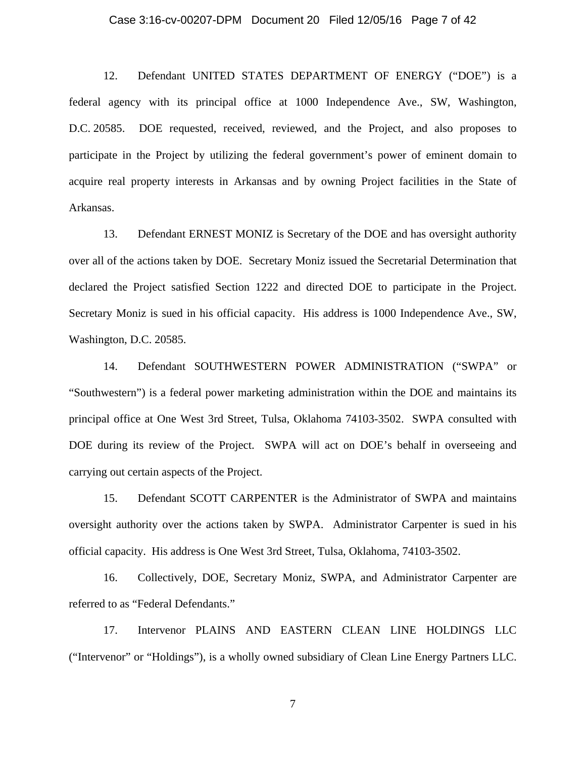12. Defendant UNITED STATES DEPARTMENT OF ENERGY ("DOE") is a federal agency with its principal office at 1000 Independence Ave., SW, Washington, D.C. 20585. DOE requested, received, reviewed, and the Project, and also proposes to participate in the Project by utilizing the federal government's power of eminent domain to acquire real property interests in Arkansas and by owning Project facilities in the State of Arkansas.

13. Defendant ERNEST MONIZ is Secretary of the DOE and has oversight authority over all of the actions taken by DOE. Secretary Moniz issued the Secretarial Determination that declared the Project satisfied Section 1222 and directed DOE to participate in the Project. Secretary Moniz is sued in his official capacity. His address is 1000 Independence Ave., SW, Washington, D.C. 20585.

14. Defendant SOUTHWESTERN POWER ADMINISTRATION ("SWPA" or "Southwestern") is a federal power marketing administration within the DOE and maintains its principal office at One West 3rd Street, Tulsa, Oklahoma 74103-3502. SWPA consulted with DOE during its review of the Project. SWPA will act on DOE's behalf in overseeing and carrying out certain aspects of the Project.

15. Defendant SCOTT CARPENTER is the Administrator of SWPA and maintains oversight authority over the actions taken by SWPA. Administrator Carpenter is sued in his official capacity. His address is One West 3rd Street, Tulsa, Oklahoma, 74103-3502.

16. Collectively, DOE, Secretary Moniz, SWPA, and Administrator Carpenter are referred to as "Federal Defendants."

17. Intervenor PLAINS AND EASTERN CLEAN LINE HOLDINGS LLC ("Intervenor" or "Holdings"), is a wholly owned subsidiary of Clean Line Energy Partners LLC.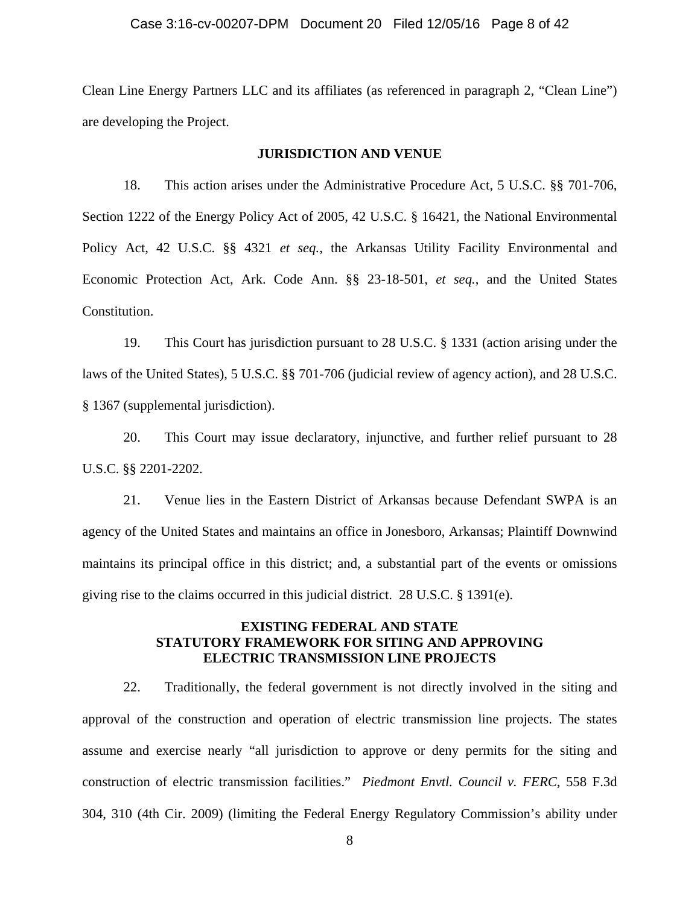Clean Line Energy Partners LLC and its affiliates (as referenced in paragraph 2, "Clean Line") are developing the Project.

## JURISDICTION AND VENUE

18. This action arises under the Administrative Procedure Act, 5 U.S.C. §§ 701-706, Section 1222 of the Energy Policy Act of 2005, 42 U.S.C. § 16421, the National Environmental Policy Act, 42 U.S.C. §§ 4321 *et seq.*, the Arkansas Utility Facility Environmental and Economic Protection Act, Ark. Code Ann. §§ 23-18-501, *et seq.*, and the United States Constitution.

19. This Court has jurisdiction pursuant to 28 U.S.C. § 1331 (action arising under the laws of the United States), 5 U.S.C. §§ 701-706 (judicial review of agency action), and 28 U.S.C. § 1367 (supplemental jurisdiction).

20. This Court may issue declaratory, injunctive, and further relief pursuant to 28 U.S.C. §§ 2201-2202.

21. Venue lies in the Eastern District of Arkansas because Defendant SWPA is an agency of the United States and maintains an office in Jonesboro, Arkansas; Plaintiff Downwind maintains its principal office in this district; and, a substantial part of the events or omissions giving rise to the claims occurred in this judicial district. 28 U.S.C. § 1391(e).

## EXISTING FEDERAL AND STATE STATUTORY FRAMEWORK FOR SITING AND APPROVING ELECTRIC TRANSMISSION LINE PROJECTS

22. Traditionally, the federal government is not directly involved in the siting and approval of the construction and operation of electric transmission line projects. The states assume and exercise nearly "all jurisdiction to approve or deny permits for the siting and construction of electric transmission facilities." *Piedmont Envtl. Council v. FERC*, 558 F.3d 304, 310 (4th Cir. 2009) (limiting the Federal Energy Regulatory Commission's ability under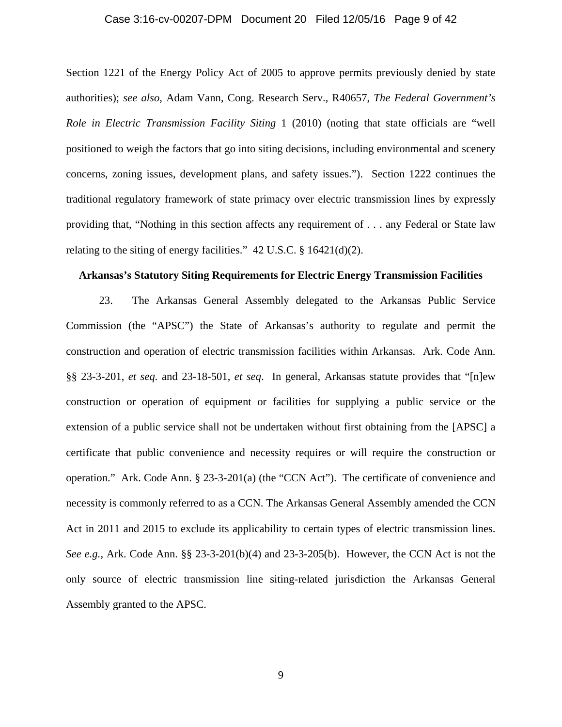Section 1221 of the Energy Policy Act of 2005 to approve permits previously denied by state authorities); *see also*, Adam Vann, Cong. Research Serv., R40657, *The Federal Government's Role in Electric Transmission Facility Siting* 1 (2010) (noting that state officials are "well positioned to weigh the factors that go into siting decisions, including environmental and scenery concerns, zoning issues, development plans, and safety issues."). Section 1222 continues the traditional regulatory framework of state primacy over electric transmission lines by expressly providing that, "Nothing in this section affects any requirement of . . . any Federal or State law relating to the siting of energy facilities." 42 U.S.C. § 16421(d)(2).

**Arkansas's Statutory Siting Requirements for Electric Energy Transmission Facilities**

23. The Arkansas General Assembly delegated to the Arkansas Public Service Commission (the "APSC") the State of Arkansas's authority to regulate and permit the construction and operation of electric transmission facilities within Arkansas. Ark. Code Ann. §§ 23-3-201, *et seq.* and 23-18-501, *et seq*. In general, Arkansas statute provides that "[n]ew construction or operation of equipment or facilities for supplying a public service or the extension of a public service shall not be undertaken without first obtaining from the [APSC] a certificate that public convenience and necessity requires or will require the construction or operation." Ark. Code Ann. § 23-3-201(a) (the "CCN Act"). The certificate of convenience and necessity is commonly referred to as a CCN. The Arkansas General Assembly amended the CCN Act in 2011 and 2015 to exclude its applicability to certain types of electric transmission lines. *See e.g.*, Ark. Code Ann. §§ 23-3-201(b)(4) and 23-3-205(b). However, the CCN Act is not the only source of electric transmission line siting-related jurisdiction the Arkansas General Assembly granted to the APSC.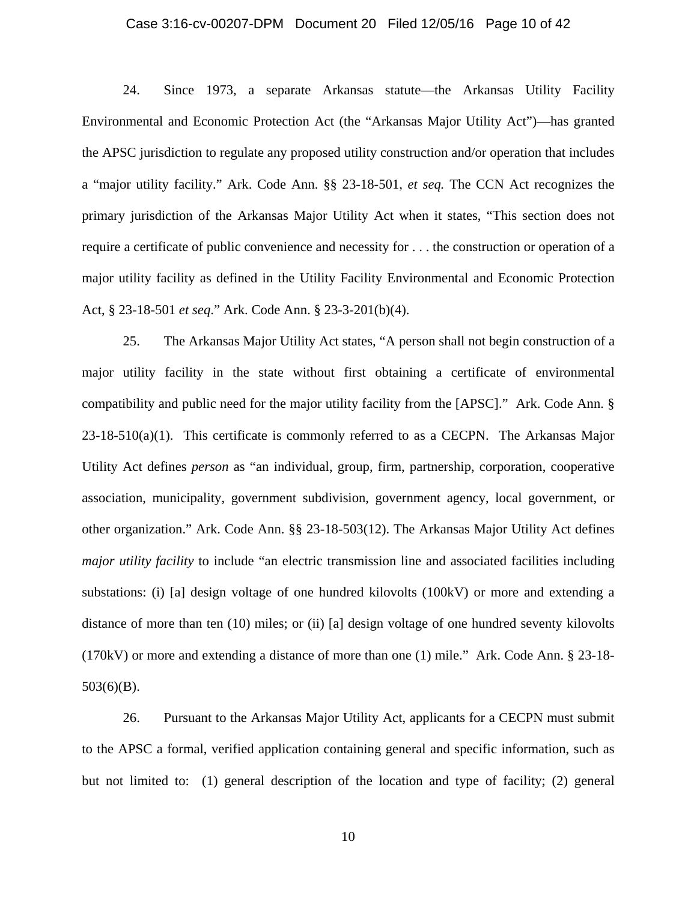24. Since 1973, a separate Arkansas statute—the Arkansas Utility Facility Environmental and Economic Protection Act (the "Arkansas Major Utility Act")—has granted the APSC jurisdiction to regulate any proposed utility construction and/or operation that includes a "major utility facility." Ark. Code Ann. §§ 23-18-501, *et seq.* The CCN Act recognizes the primary jurisdiction of the Arkansas Major Utility Act when it states, "This section does not require a certificate of public convenience and necessity for . . . the construction or operation of a major utility facility as defined in the Utility Facility Environmental and Economic Protection Act, § 23-18-501 *et seq*." Ark. Code Ann. § 23-3-201(b)(4).

25. The Arkansas Major Utility Act states, "A person shall not begin construction of a major utility facility in the state without first obtaining a certificate of environmental compatibility and public need for the major utility facility from the [APSC]." Ark. Code Ann. § 23-18-510(a)(1). This certificate is commonly referred to as a CECPN. The Arkansas Major Utility Act defines *person* as "an individual, group, firm, partnership, corporation, cooperative association, municipality, government subdivision, government agency, local government, or other organization." Ark. Code Ann. §§ 23-18-503(12). The Arkansas Major Utility Act defines *major utility facility* to include "an electric transmission line and associated facilities including substations: (i) [a] design voltage of one hundred kilovolts (100kV) or more and extending a distance of more than ten (10) miles; or (ii) [a] design voltage of one hundred seventy kilovolts (170kV) or more and extending a distance of more than one (1) mile." Ark. Code Ann. § 23-18-503(6)(B).

26. Pursuant to the Arkansas Major Utility Act, applicants for a CECPN must submit to the APSC a formal, verified application containing general and specific information, such as but not limited to: (1) general description of the location and type of facility; (2) general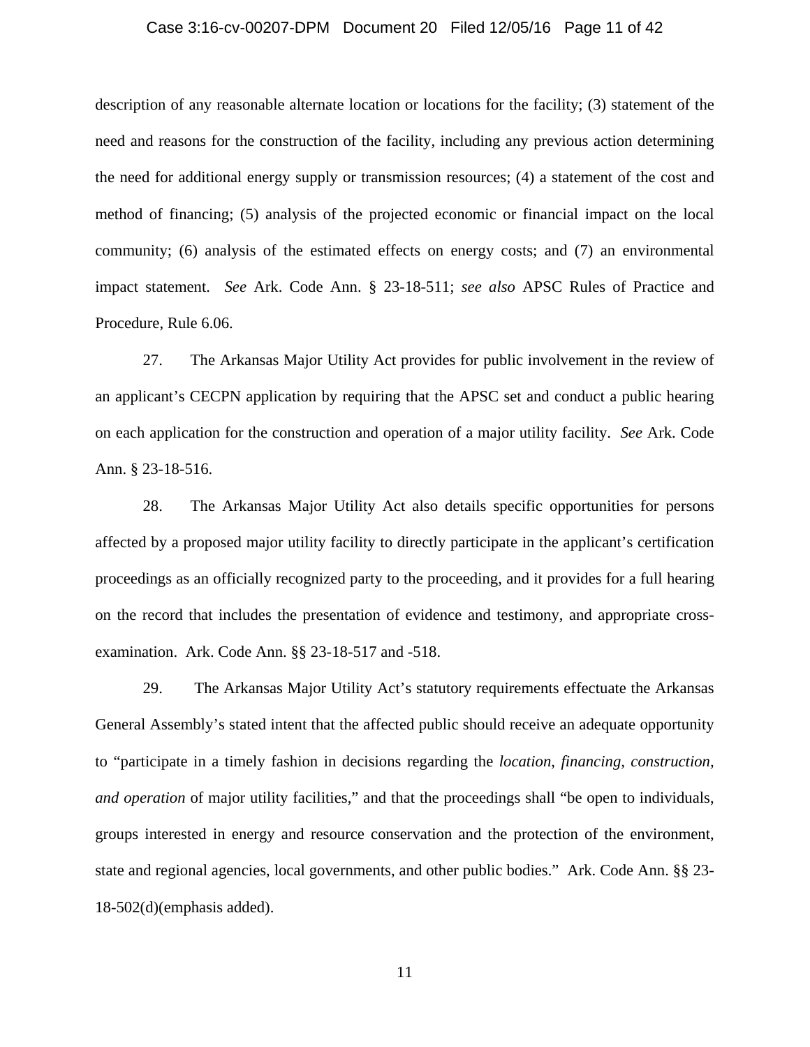description of any reasonable alternate location or locations for the facility; (3) statement of the need and reasons for the construction of the facility, including any previous action determining the need for additional energy supply or transmission resources; (4) a statement of the cost and method of financing; (5) analysis of the projected economic or financial impact on the local community; (6) analysis of the estimated effects on energy costs; and (7) an environmental impact statement. *See* Ark. Code Ann. § 23-18-511; *see also* APSC Rules of Practice and Procedure, Rule 6.06.

27. The Arkansas Major Utility Act provides for public involvement in the review of an applicant's CECPN application by requiring that the APSC set and conduct a public hearing on each application for the construction and operation of a major utility facility. *See* Ark. Code Ann. § 23-18-516.

28. The Arkansas Major Utility Act also details specific opportunities for persons affected by a proposed major utility facility to directly participate in the applicant's certification proceedings as an officially recognized party to the proceeding, and it provides for a full hearing on the record that includes the presentation of evidence and testimony, and appropriate cross-examination. Ark. Code Ann. §§ 23-18-517 and -518.

29. The Arkansas Major Utility Act's statutory requirements effectuate the Arkansas General Assembly's stated intent that the affected public should receive an adequate opportunity to "participate in a timely fashion in decisions regarding the *location, financing, construction, and operation* of major utility facilities," and that the proceedings shall "be open to individuals, groups interested in energy and resource conservation and the protection of the environment, state and regional agencies, local governments, and other public bodies." Ark. Code Ann. §§ 23-18-502(d)(emphasis added).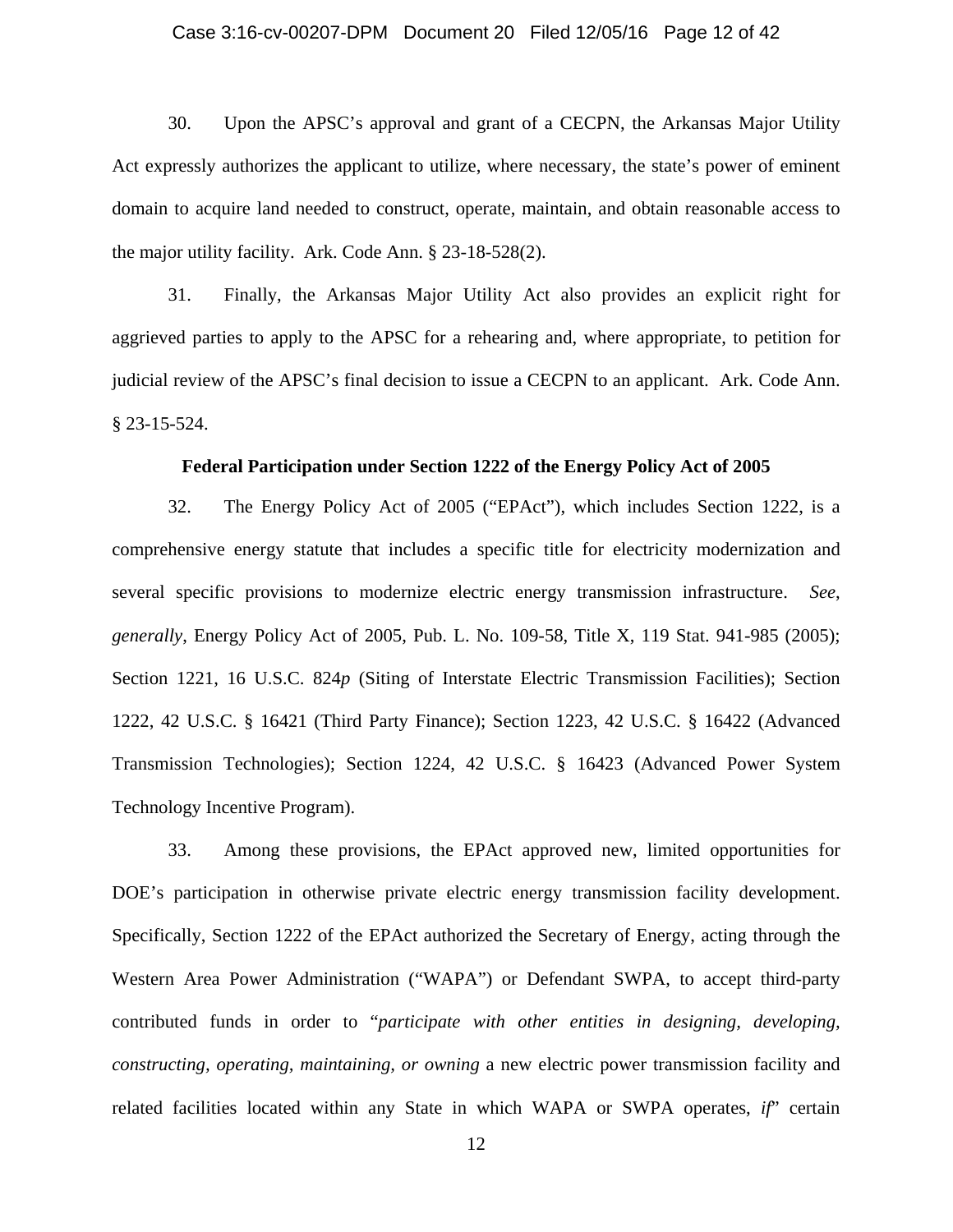30. Upon the APSC's approval and grant of a CECPN, the Arkansas Major Utility Act expressly authorizes the applicant to utilize, where necessary, the state's power of eminent domain to acquire land needed to construct, operate, maintain, and obtain reasonable access to the major utility facility. Ark. Code Ann. § 23-18-528(2).

31. Finally, the Arkansas Major Utility Act also provides an explicit right for aggrieved parties to apply to the APSC for a rehearing and, where appropriate, to petition for judicial review of the APSC's final decision to issue a CECPN to an applicant. Ark. Code Ann. § 23-15-524.

**Federal Participation under Section 1222 of the Energy Policy Act of 2005**

32. The Energy Policy Act of 2005 ("EPAct"), which includes Section 1222, is a comprehensive energy statute that includes a specific title for electricity modernization and several specific provisions to modernize electric energy transmission infrastructure. *See*, *generally*, Energy Policy Act of 2005, Pub. L. No. 109-58, Title X, 119 Stat. 941-985 (2005); Section 1221, 16 U.S.C. 824*p* (Siting of Interstate Electric Transmission Facilities); Section 1222, 42 U.S.C. § 16421 (Third Party Finance); Section 1223, 42 U.S.C. § 16422 (Advanced Transmission Technologies); Section 1224, 42 U.S.C. § 16423 (Advanced Power System Technology Incentive Program).

33. Among these provisions, the EPAct approved new, limited opportunities for DOE's participation in otherwise private electric energy transmission facility development. Specifically, Section 1222 of the EPAct authorized the Secretary of Energy, acting through the Western Area Power Administration ("WAPA") or Defendant SWPA, to accept third-party contributed funds in order to "*participate with other entities in designing, developing, constructing, operating, maintaining, or owning* a new electric power transmission facility and related facilities located within any State in which WAPA or SWPA operates, *if*" certain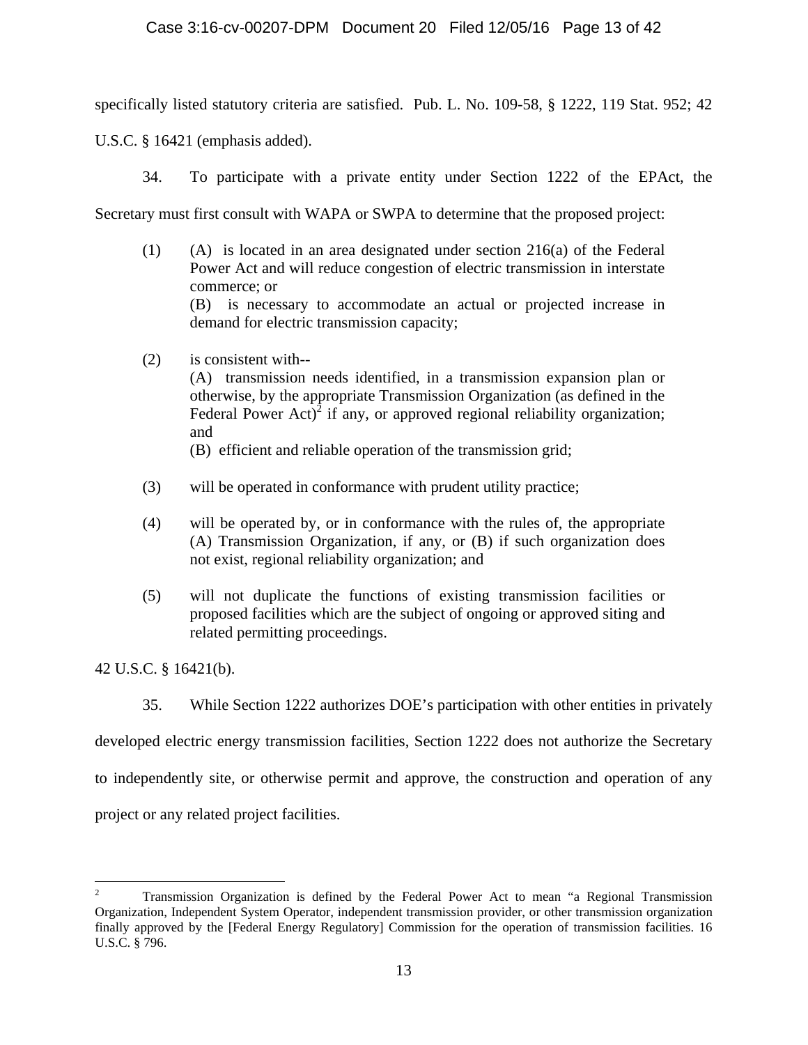specifically listed statutory criteria are satisfied. Pub. L. No. 109-58, § 1222, 119 Stat. 952; 42 U.S.C. § 16421 (emphasis added).

34. To participate with a private entity under Section 1222 of the EPAct, the Secretary must first consult with WAPA or SWPA to determine that the proposed project:

> (1) (A) is located in an area designated under section 216(a) of the Federal Power Act and will reduce congestion of electric transmission in interstate commerce; or
> (B) is necessary to accommodate an actual or projected increase in demand for electric transmission capacity;
>
> (2) is consistent with--
> (A) transmission needs identified, in a transmission expansion plan or otherwise, by the appropriate Transmission Organization (as defined in the Federal Power Act)[2] if any, or approved regional reliability organization; and
> (B) efficient and reliable operation of the transmission grid;
>
> (3) will be operated in conformance with prudent utility practice;
>
> (4) will be operated by, or in conformance with the rules of, the appropriate (A) Transmission Organization, if any, or (B) if such organization does not exist, regional reliability organization; and
>
> (5) will not duplicate the functions of existing transmission facilities or proposed facilities which are the subject of ongoing or approved siting and related permitting proceedings.

42 U.S.C. § 16421(b).

35. While Section 1222 authorizes DOE's participation with other entities in privately developed electric energy transmission facilities, Section 1222 does not authorize the Secretary to independently site, or otherwise permit and approve, the construction and operation of any project or any related project facilities.

---

[2] Transmission Organization is defined by the Federal Power Act to mean "a Regional Transmission Organization, Independent System Operator, independent transmission provider, or other transmission organization finally approved by the [Federal Energy Regulatory] Commission for the operation of transmission facilities. 16 U.S.C. § 796.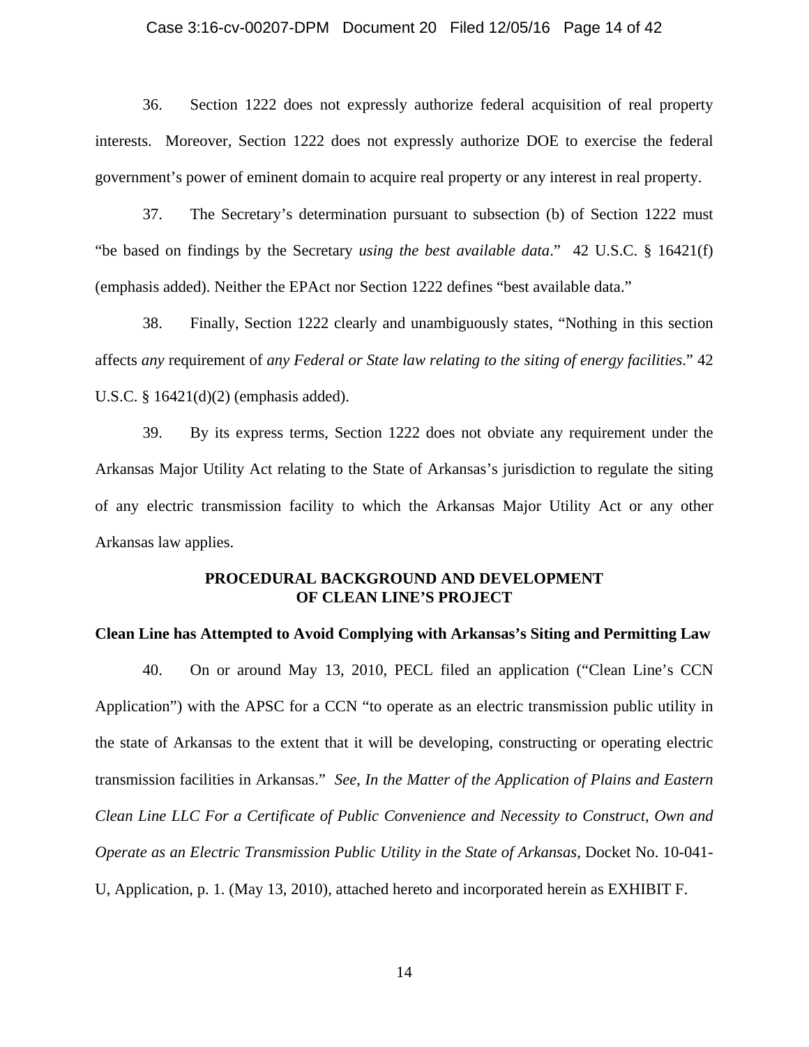36. Section 1222 does not expressly authorize federal acquisition of real property interests. Moreover, Section 1222 does not expressly authorize DOE to exercise the federal government's power of eminent domain to acquire real property or any interest in real property.

37. The Secretary's determination pursuant to subsection (b) of Section 1222 must "be based on findings by the Secretary *using the best available data*." 42 U.S.C. § 16421(f) (emphasis added). Neither the EPAct nor Section 1222 defines "best available data."

38. Finally, Section 1222 clearly and unambiguously states, "Nothing in this section affects *any* requirement of *any Federal or State law relating to the siting of energy facilities*." 42 U.S.C. § 16421(d)(2) (emphasis added).

39. By its express terms, Section 1222 does not obviate any requirement under the Arkansas Major Utility Act relating to the State of Arkansas's jurisdiction to regulate the siting of any electric transmission facility to which the Arkansas Major Utility Act or any other Arkansas law applies.

## PROCEDURAL BACKGROUND AND DEVELOPMENT OF CLEAN LINE'S PROJECT

### Clean Line has Attempted to Avoid Complying with Arkansas's Siting and Permitting Law

40. On or around May 13, 2010, PECL filed an application ("Clean Line's CCN Application") with the APSC for a CCN "to operate as an electric transmission public utility in the state of Arkansas to the extent that it will be developing, constructing or operating electric transmission facilities in Arkansas." *See*, *In the Matter of the Application of Plains and Eastern Clean Line LLC For a Certificate of Public Convenience and Necessity to Construct, Own and Operate as an Electric Transmission Public Utility in the State of Arkansas*, Docket No. 10-041-U, Application, p. 1. (May 13, 2010), attached hereto and incorporated herein as EXHIBIT F.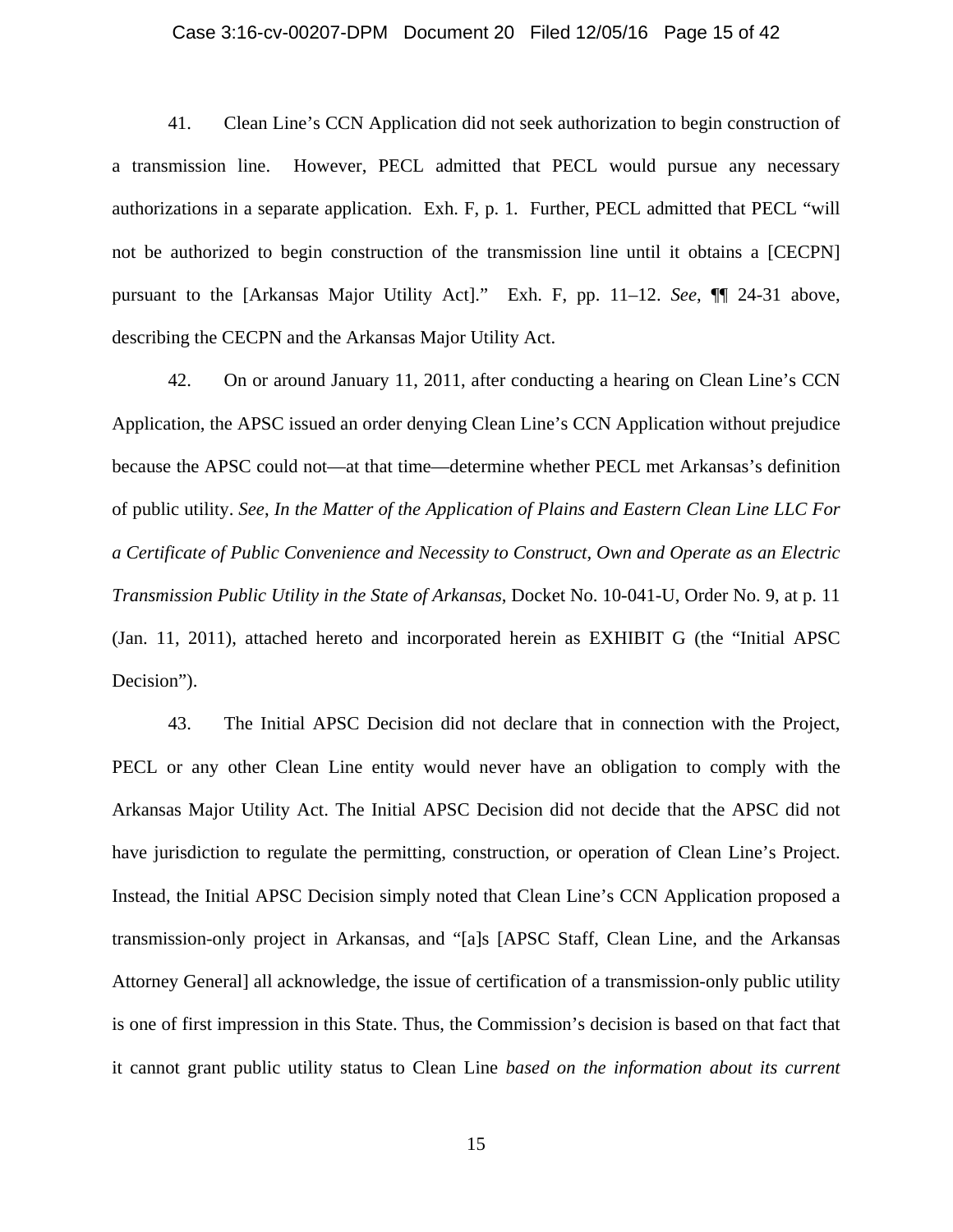41. Clean Line's CCN Application did not seek authorization to begin construction of a transmission line. However, PECL admitted that PECL would pursue any necessary authorizations in a separate application. Exh. F, p. 1. Further, PECL admitted that PECL "will not be authorized to begin construction of the transmission line until it obtains a [CECPN] pursuant to the [Arkansas Major Utility Act]." Exh. F, pp. 11–12. *See*, ¶¶ 24-31 above, describing the CECPN and the Arkansas Major Utility Act.

42. On or around January 11, 2011, after conducting a hearing on Clean Line's CCN Application, the APSC issued an order denying Clean Line's CCN Application without prejudice because the APSC could not—at that time—determine whether PECL met Arkansas's definition of public utility. *See*, *In the Matter of the Application of Plains and Eastern Clean Line LLC For a Certificate of Public Convenience and Necessity to Construct, Own and Operate as an Electric Transmission Public Utility in the State of Arkansas*, Docket No. 10-041-U, Order No. 9, at p. 11 (Jan. 11, 2011), attached hereto and incorporated herein as EXHIBIT G (the "Initial APSC Decision").

43. The Initial APSC Decision did not declare that in connection with the Project, PECL or any other Clean Line entity would never have an obligation to comply with the Arkansas Major Utility Act. The Initial APSC Decision did not decide that the APSC did not have jurisdiction to regulate the permitting, construction, or operation of Clean Line's Project. Instead, the Initial APSC Decision simply noted that Clean Line's CCN Application proposed a transmission-only project in Arkansas, and "[a]s [APSC Staff, Clean Line, and the Arkansas Attorney General] all acknowledge, the issue of certification of a transmission-only public utility is one of first impression in this State. Thus, the Commission's decision is based on that fact that it cannot grant public utility status to Clean Line *based on the information about its current*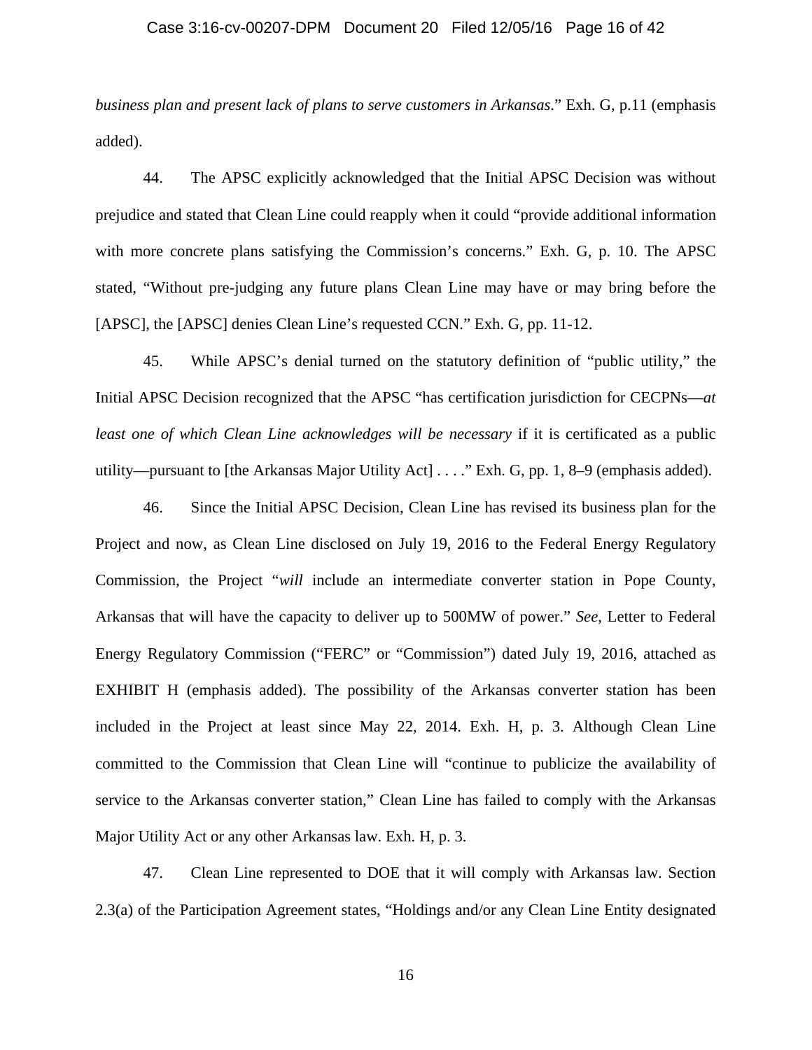*business plan and present lack of plans to serve customers in Arkansas*." Exh. G, p.11 (emphasis added).

44. The APSC explicitly acknowledged that the Initial APSC Decision was without prejudice and stated that Clean Line could reapply when it could "provide additional information with more concrete plans satisfying the Commission's concerns." Exh. G, p. 10. The APSC stated, "Without pre-judging any future plans Clean Line may have or may bring before the [APSC], the [APSC] denies Clean Line's requested CCN." Exh. G, pp. 11-12.

45. While APSC's denial turned on the statutory definition of "public utility," the Initial APSC Decision recognized that the APSC "has certification jurisdiction for CECPNs—*at least one of which Clean Line acknowledges will be necessary* if it is certificated as a public utility—pursuant to [the Arkansas Major Utility Act] . . . ." Exh. G, pp. 1, 8–9 (emphasis added).

46. Since the Initial APSC Decision, Clean Line has revised its business plan for the Project and now, as Clean Line disclosed on July 19, 2016 to the Federal Energy Regulatory Commission, the Project "*will* include an intermediate converter station in Pope County, Arkansas that will have the capacity to deliver up to 500MW of power." *See*, Letter to Federal Energy Regulatory Commission ("FERC" or "Commission") dated July 19, 2016, attached as EXHIBIT H (emphasis added). The possibility of the Arkansas converter station has been included in the Project at least since May 22, 2014. Exh. H, p. 3. Although Clean Line committed to the Commission that Clean Line will "continue to publicize the availability of service to the Arkansas converter station," Clean Line has failed to comply with the Arkansas Major Utility Act or any other Arkansas law. Exh. H, p. 3.

47. Clean Line represented to DOE that it will comply with Arkansas law. Section 2.3(a) of the Participation Agreement states, "Holdings and/or any Clean Line Entity designated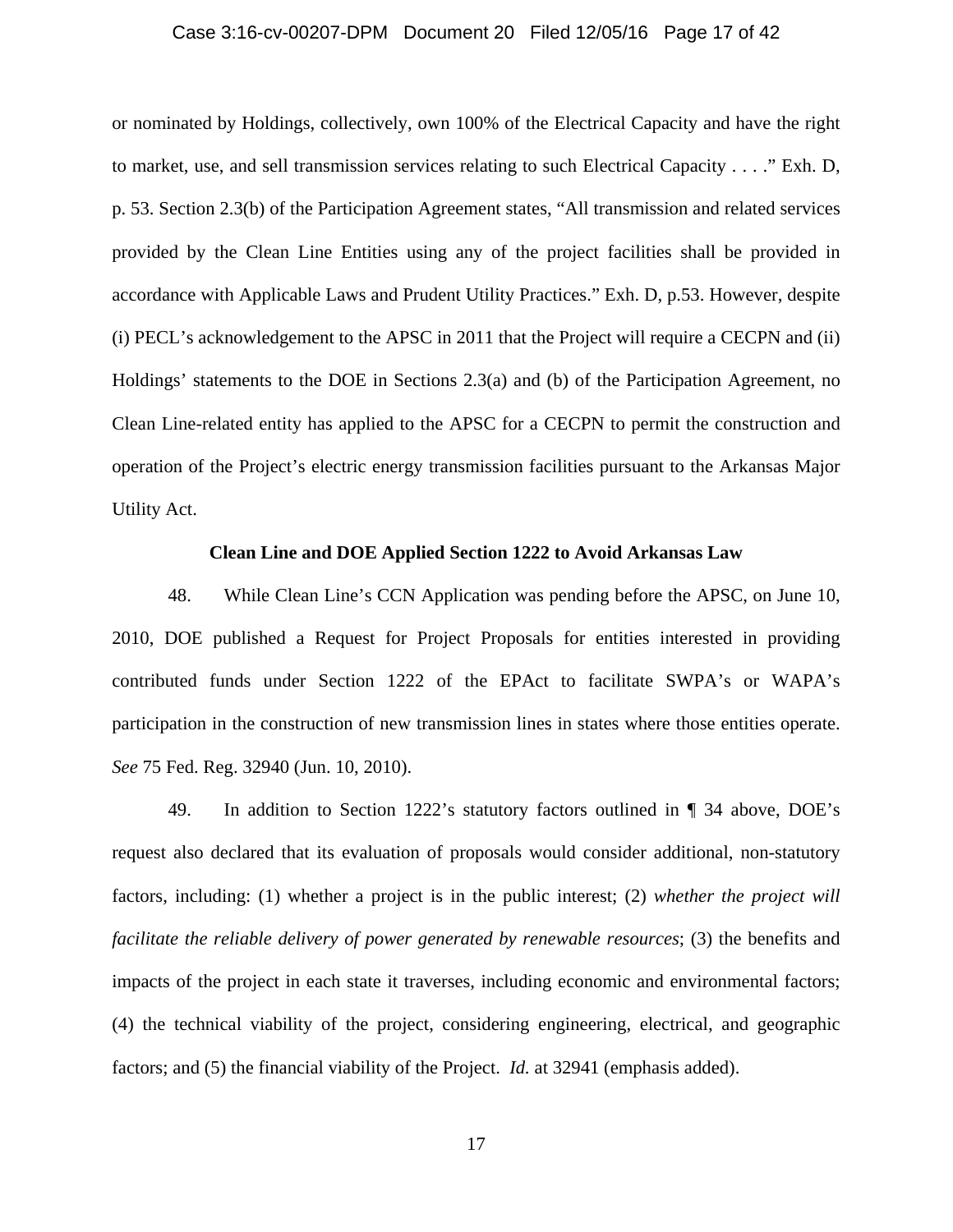or nominated by Holdings, collectively, own 100% of the Electrical Capacity and have the right to market, use, and sell transmission services relating to such Electrical Capacity . . . ." Exh. D, p. 53. Section 2.3(b) of the Participation Agreement states, "All transmission and related services provided by the Clean Line Entities using any of the project facilities shall be provided in accordance with Applicable Laws and Prudent Utility Practices." Exh. D, p.53. However, despite (i) PECL's acknowledgement to the APSC in 2011 that the Project will require a CECPN and (ii) Holdings' statements to the DOE in Sections 2.3(a) and (b) of the Participation Agreement, no Clean Line-related entity has applied to the APSC for a CECPN to permit the construction and operation of the Project's electric energy transmission facilities pursuant to the Arkansas Major Utility Act.

**Clean Line and DOE Applied Section 1222 to Avoid Arkansas Law**

48. While Clean Line's CCN Application was pending before the APSC, on June 10, 2010, DOE published a Request for Project Proposals for entities interested in providing contributed funds under Section 1222 of the EPAct to facilitate SWPA's or WAPA's participation in the construction of new transmission lines in states where those entities operate. *See* 75 Fed. Reg. 32940 (Jun. 10, 2010).

49. In addition to Section 1222's statutory factors outlined in ¶ 34 above, DOE's request also declared that its evaluation of proposals would consider additional, non-statutory factors, including: (1) whether a project is in the public interest; (2) *whether the project will facilitate the reliable delivery of power generated by renewable resources*; (3) the benefits and impacts of the project in each state it traverses, including economic and environmental factors; (4) the technical viability of the project, considering engineering, electrical, and geographic factors; and (5) the financial viability of the Project. *Id.* at 32941 (emphasis added).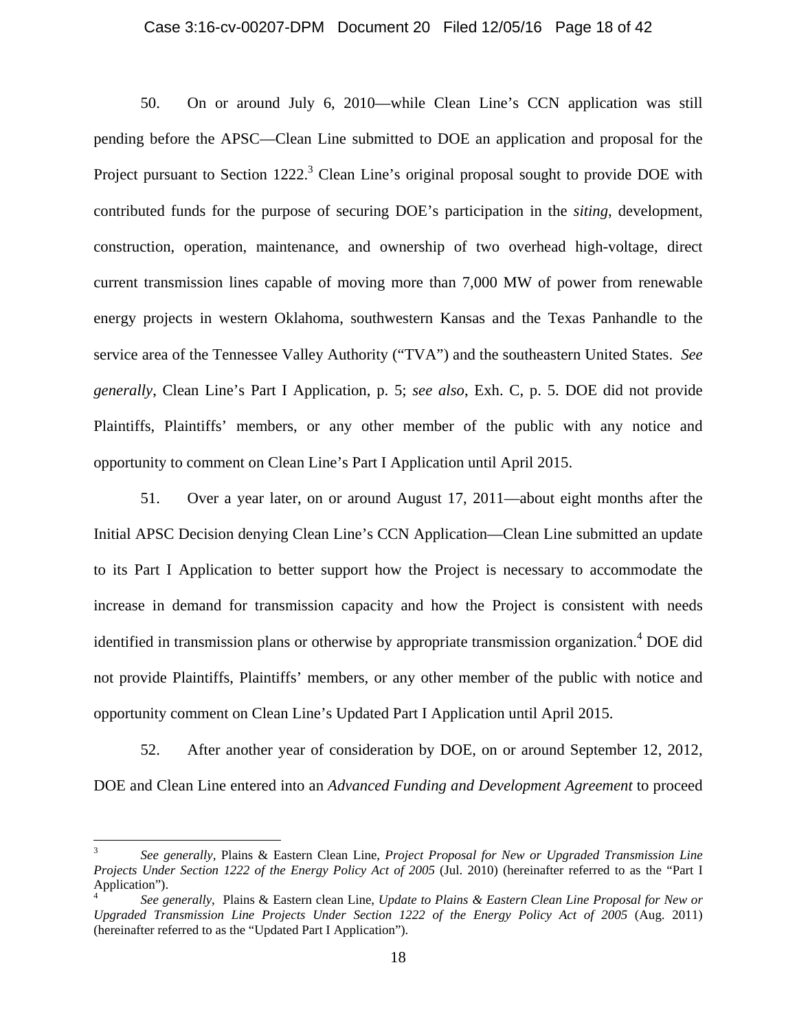50. On or around July 6, 2010—while Clean Line's CCN application was still pending before the APSC—Clean Line submitted to DOE an application and proposal for the Project pursuant to Section 1222.[3] Clean Line's original proposal sought to provide DOE with contributed funds for the purpose of securing DOE's participation in the *siting*, development, construction, operation, maintenance, and ownership of two overhead high-voltage, direct current transmission lines capable of moving more than 7,000 MW of power from renewable energy projects in western Oklahoma, southwestern Kansas and the Texas Panhandle to the service area of the Tennessee Valley Authority ("TVA") and the southeastern United States. *See generally*, Clean Line's Part I Application, p. 5; *see also*, Exh. C, p. 5. DOE did not provide Plaintiffs, Plaintiffs' members, or any other member of the public with any notice and opportunity to comment on Clean Line's Part I Application until April 2015.

51. Over a year later, on or around August 17, 2011—about eight months after the Initial APSC Decision denying Clean Line's CCN Application—Clean Line submitted an update to its Part I Application to better support how the Project is necessary to accommodate the increase in demand for transmission capacity and how the Project is consistent with needs identified in transmission plans or otherwise by appropriate transmission organization.[4] DOE did not provide Plaintiffs, Plaintiffs' members, or any other member of the public with notice and opportunity comment on Clean Line's Updated Part I Application until April 2015.

52. After another year of consideration by DOE, on or around September 12, 2012, DOE and Clean Line entered into an *Advanced Funding and Development Agreement* to proceed

---

[3] *See generally*, Plains & Eastern Clean Line, *Project Proposal for New or Upgraded Transmission Line Projects Under Section 1222 of the Energy Policy Act of 2005* (Jul. 2010) (hereinafter referred to as the "Part I Application").

[4] *See generally*, Plains & Eastern clean Line, *Update to Plains & Eastern Clean Line Proposal for New or Upgraded Transmission Line Projects Under Section 1222 of the Energy Policy Act of 2005* (Aug. 2011) (hereinafter referred to as the "Updated Part I Application").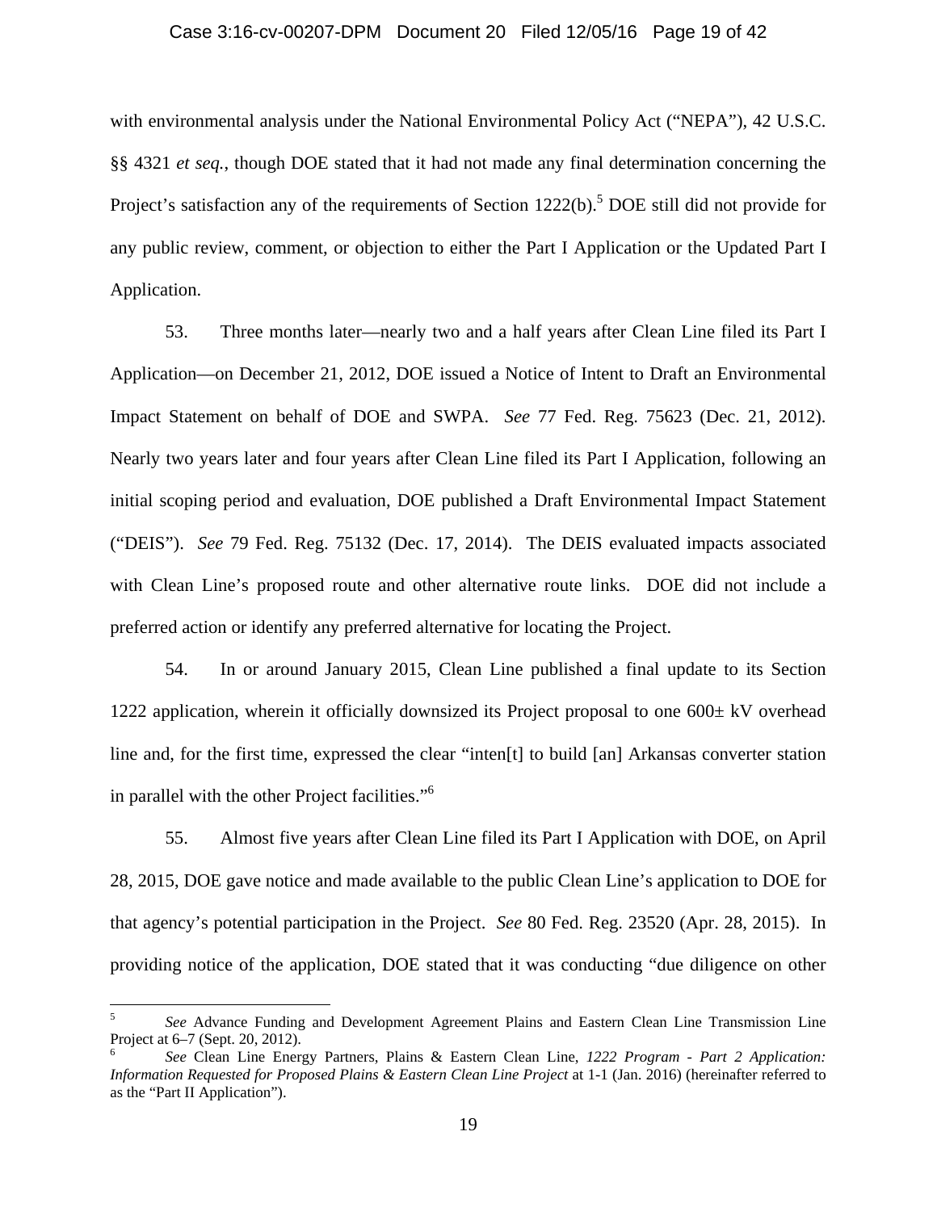with environmental analysis under the National Environmental Policy Act ("NEPA"), 42 U.S.C. §§ 4321 *et seq.*, though DOE stated that it had not made any final determination concerning the Project's satisfaction any of the requirements of Section 1222(b).[5] DOE still did not provide for any public review, comment, or objection to either the Part I Application or the Updated Part I Application.

53. Three months later—nearly two and a half years after Clean Line filed its Part I Application—on December 21, 2012, DOE issued a Notice of Intent to Draft an Environmental Impact Statement on behalf of DOE and SWPA. *See* 77 Fed. Reg. 75623 (Dec. 21, 2012). Nearly two years later and four years after Clean Line filed its Part I Application, following an initial scoping period and evaluation, DOE published a Draft Environmental Impact Statement ("DEIS"). *See* 79 Fed. Reg. 75132 (Dec. 17, 2014). The DEIS evaluated impacts associated with Clean Line's proposed route and other alternative route links. DOE did not include a preferred action or identify any preferred alternative for locating the Project.

54. In or around January 2015, Clean Line published a final update to its Section 1222 application, wherein it officially downsized its Project proposal to one 600± kV overhead line and, for the first time, expressed the clear "inten[t] to build [an] Arkansas converter station in parallel with the other Project facilities."[6]

55. Almost five years after Clean Line filed its Part I Application with DOE, on April 28, 2015, DOE gave notice and made available to the public Clean Line's application to DOE for that agency's potential participation in the Project. *See* 80 Fed. Reg. 23520 (Apr. 28, 2015). In providing notice of the application, DOE stated that it was conducting "due diligence on other

---

[5] *See* Advance Funding and Development Agreement Plains and Eastern Clean Line Transmission Line Project at 6–7 (Sept. 20, 2012).

[6] *See* Clean Line Energy Partners, Plains & Eastern Clean Line, *1222 Program - Part 2 Application: Information Requested for Proposed Plains & Eastern Clean Line Project* at 1-1 (Jan. 2016) (hereinafter referred to as the "Part II Application").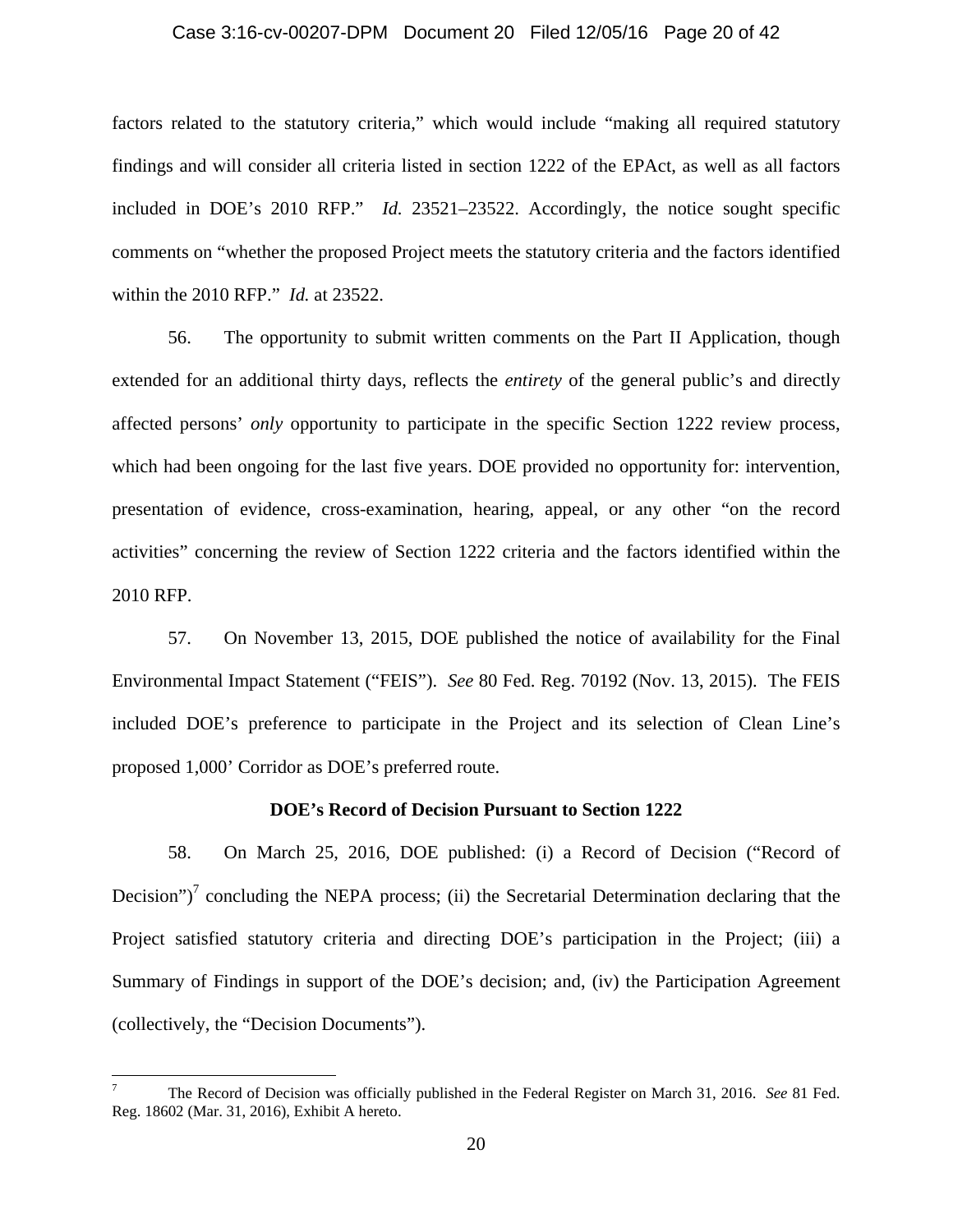factors related to the statutory criteria," which would include "making all required statutory findings and will consider all criteria listed in section 1222 of the EPAct, as well as all factors included in DOE's 2010 RFP." *Id.* 23521–23522. Accordingly, the notice sought specific comments on "whether the proposed Project meets the statutory criteria and the factors identified within the 2010 RFP." *Id.* at 23522.

56. The opportunity to submit written comments on the Part II Application, though extended for an additional thirty days, reflects the *entirety* of the general public's and directly affected persons' *only* opportunity to participate in the specific Section 1222 review process, which had been ongoing for the last five years. DOE provided no opportunity for: intervention, presentation of evidence, cross-examination, hearing, appeal, or any other "on the record activities" concerning the review of Section 1222 criteria and the factors identified within the 2010 RFP.

57. On November 13, 2015, DOE published the notice of availability for the Final Environmental Impact Statement ("FEIS"). *See* 80 Fed. Reg. 70192 (Nov. 13, 2015). The FEIS included DOE's preference to participate in the Project and its selection of Clean Line's proposed 1,000' Corridor as DOE's preferred route.

**DOE's Record of Decision Pursuant to Section 1222**

58. On March 25, 2016, DOE published: (i) a Record of Decision ("Record of Decision")[7] concluding the NEPA process; (ii) the Secretarial Determination declaring that the Project satisfied statutory criteria and directing DOE's participation in the Project; (iii) a Summary of Findings in support of the DOE's decision; and, (iv) the Participation Agreement (collectively, the "Decision Documents").

---

[7] The Record of Decision was officially published in the Federal Register on March 31, 2016. *See* 81 Fed. Reg. 18602 (Mar. 31, 2016), Exhibit A hereto.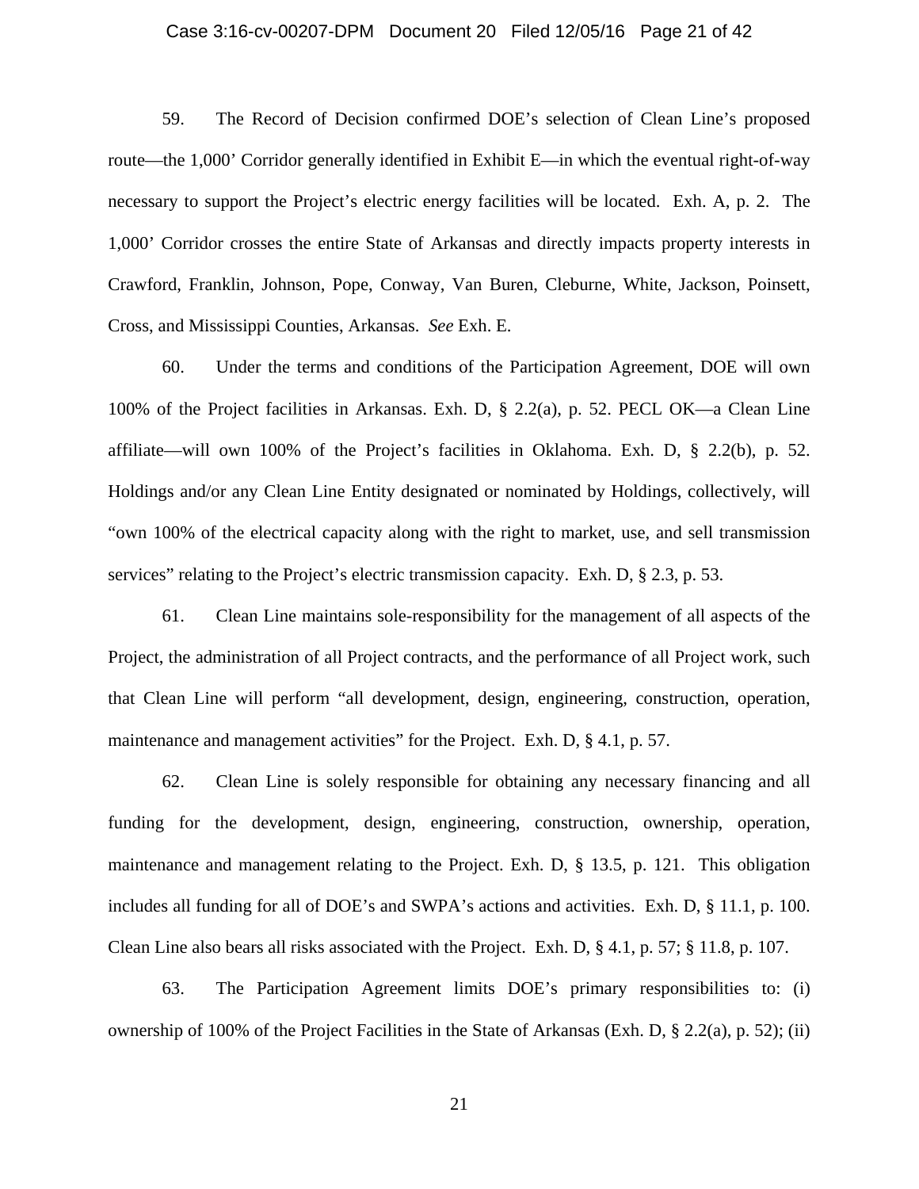59. The Record of Decision confirmed DOE's selection of Clean Line's proposed route—the 1,000' Corridor generally identified in Exhibit E—in which the eventual right-of-way necessary to support the Project's electric energy facilities will be located. Exh. A, p. 2. The 1,000' Corridor crosses the entire State of Arkansas and directly impacts property interests in Crawford, Franklin, Johnson, Pope, Conway, Van Buren, Cleburne, White, Jackson, Poinsett, Cross, and Mississippi Counties, Arkansas. *See* Exh. E.

60. Under the terms and conditions of the Participation Agreement, DOE will own 100% of the Project facilities in Arkansas. Exh. D, § 2.2(a), p. 52. PECL OK—a Clean Line affiliate—will own 100% of the Project's facilities in Oklahoma. Exh. D, § 2.2(b), p. 52. Holdings and/or any Clean Line Entity designated or nominated by Holdings, collectively, will "own 100% of the electrical capacity along with the right to market, use, and sell transmission services" relating to the Project's electric transmission capacity. Exh. D, § 2.3, p. 53.

61. Clean Line maintains sole-responsibility for the management of all aspects of the Project, the administration of all Project contracts, and the performance of all Project work, such that Clean Line will perform "all development, design, engineering, construction, operation, maintenance and management activities" for the Project. Exh. D, § 4.1, p. 57.

62. Clean Line is solely responsible for obtaining any necessary financing and all funding for the development, design, engineering, construction, ownership, operation, maintenance and management relating to the Project. Exh. D, § 13.5, p. 121. This obligation includes all funding for all of DOE's and SWPA's actions and activities. Exh. D, § 11.1, p. 100. Clean Line also bears all risks associated with the Project. Exh. D, § 4.1, p. 57; § 11.8, p. 107.

63. The Participation Agreement limits DOE's primary responsibilities to: (i) ownership of 100% of the Project Facilities in the State of Arkansas (Exh. D, § 2.2(a), p. 52); (ii)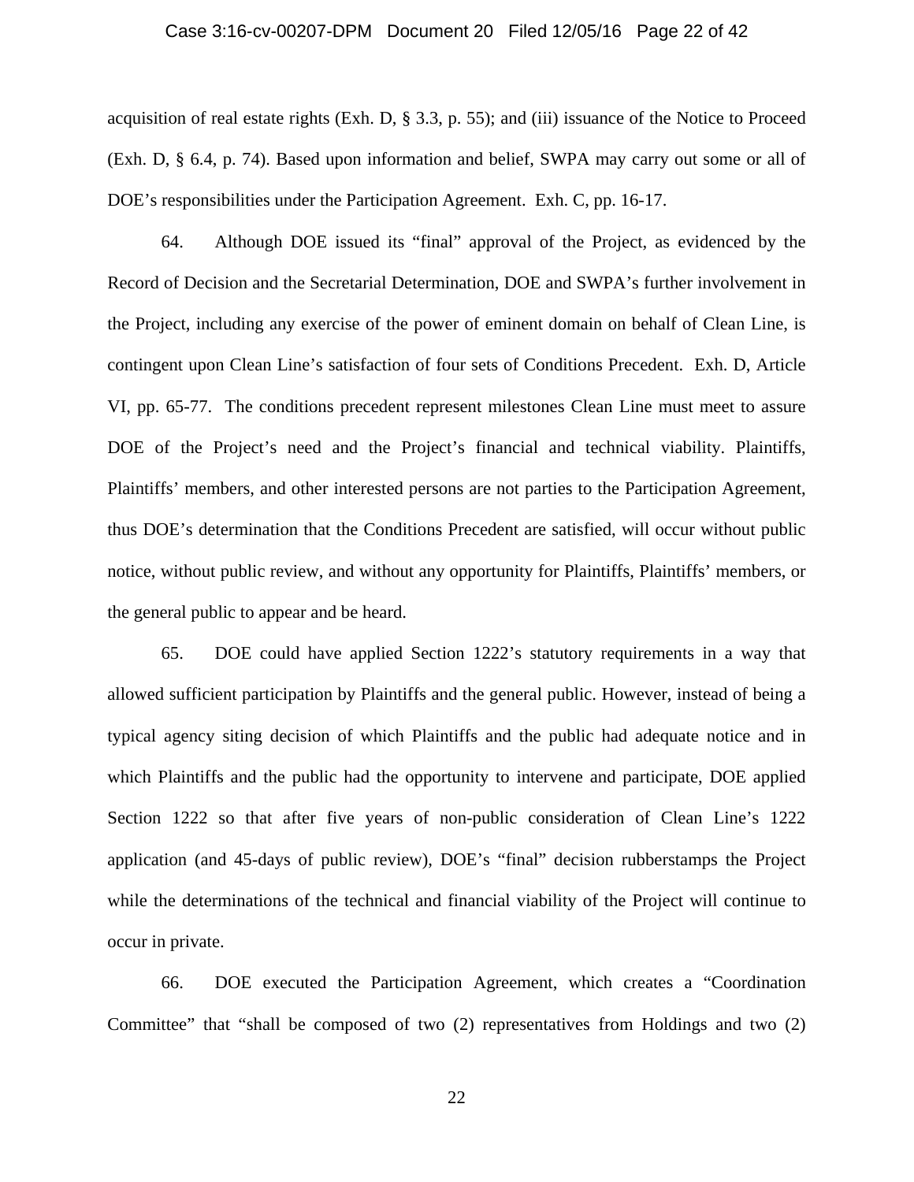acquisition of real estate rights (Exh. D, § 3.3, p. 55); and (iii) issuance of the Notice to Proceed (Exh. D, § 6.4, p. 74). Based upon information and belief, SWPA may carry out some or all of DOE's responsibilities under the Participation Agreement. Exh. C, pp. 16-17.

64. Although DOE issued its "final" approval of the Project, as evidenced by the Record of Decision and the Secretarial Determination, DOE and SWPA's further involvement in the Project, including any exercise of the power of eminent domain on behalf of Clean Line, is contingent upon Clean Line's satisfaction of four sets of Conditions Precedent. Exh. D, Article VI, pp. 65-77. The conditions precedent represent milestones Clean Line must meet to assure DOE of the Project's need and the Project's financial and technical viability. Plaintiffs, Plaintiffs' members, and other interested persons are not parties to the Participation Agreement, thus DOE's determination that the Conditions Precedent are satisfied, will occur without public notice, without public review, and without any opportunity for Plaintiffs, Plaintiffs' members, or the general public to appear and be heard.

65. DOE could have applied Section 1222's statutory requirements in a way that allowed sufficient participation by Plaintiffs and the general public. However, instead of being a typical agency siting decision of which Plaintiffs and the public had adequate notice and in which Plaintiffs and the public had the opportunity to intervene and participate, DOE applied Section 1222 so that after five years of non-public consideration of Clean Line's 1222 application (and 45-days of public review), DOE's "final" decision rubberstamps the Project while the determinations of the technical and financial viability of the Project will continue to occur in private.

66. DOE executed the Participation Agreement, which creates a "Coordination Committee" that "shall be composed of two (2) representatives from Holdings and two (2)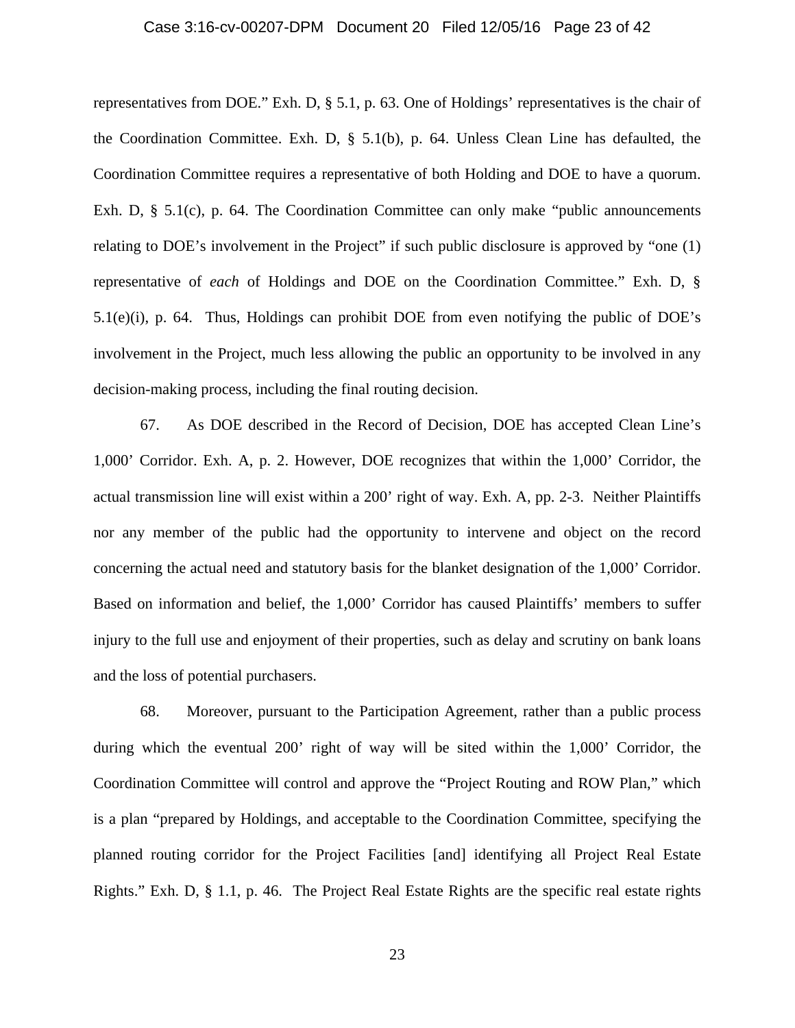representatives from DOE." Exh. D, § 5.1, p. 63. One of Holdings' representatives is the chair of the Coordination Committee. Exh. D, § 5.1(b), p. 64. Unless Clean Line has defaulted, the Coordination Committee requires a representative of both Holding and DOE to have a quorum. Exh. D, § 5.1(c), p. 64. The Coordination Committee can only make "public announcements relating to DOE's involvement in the Project" if such public disclosure is approved by "one (1) representative of *each* of Holdings and DOE on the Coordination Committee." Exh. D, § 5.1(e)(i), p. 64. Thus, Holdings can prohibit DOE from even notifying the public of DOE's involvement in the Project, much less allowing the public an opportunity to be involved in any decision-making process, including the final routing decision.

67. As DOE described in the Record of Decision, DOE has accepted Clean Line's 1,000' Corridor. Exh. A, p. 2. However, DOE recognizes that within the 1,000' Corridor, the actual transmission line will exist within a 200' right of way. Exh. A, pp. 2-3. Neither Plaintiffs nor any member of the public had the opportunity to intervene and object on the record concerning the actual need and statutory basis for the blanket designation of the 1,000' Corridor. Based on information and belief, the 1,000' Corridor has caused Plaintiffs' members to suffer injury to the full use and enjoyment of their properties, such as delay and scrutiny on bank loans and the loss of potential purchasers.

68. Moreover, pursuant to the Participation Agreement, rather than a public process during which the eventual 200' right of way will be sited within the 1,000' Corridor, the Coordination Committee will control and approve the "Project Routing and ROW Plan," which is a plan "prepared by Holdings, and acceptable to the Coordination Committee, specifying the planned routing corridor for the Project Facilities [and] identifying all Project Real Estate Rights." Exh. D, § 1.1, p. 46. The Project Real Estate Rights are the specific real estate rights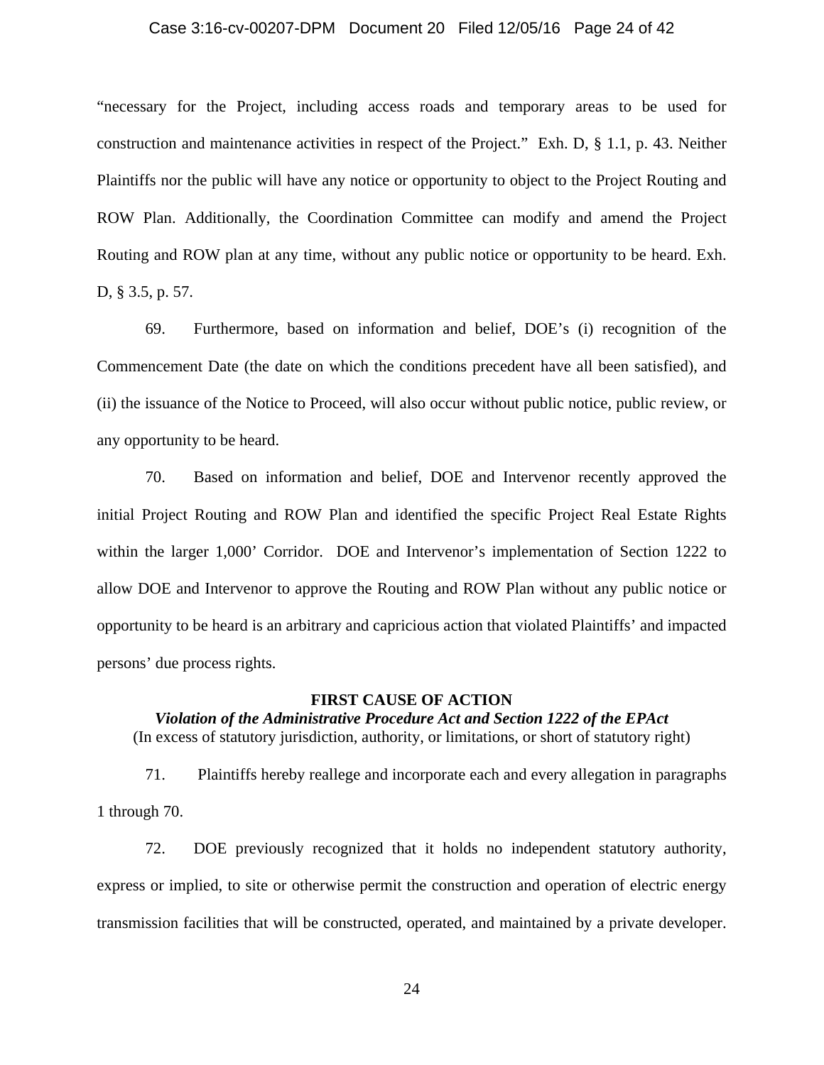"necessary for the Project, including access roads and temporary areas to be used for construction and maintenance activities in respect of the Project." Exh. D, § 1.1, p. 43. Neither Plaintiffs nor the public will have any notice or opportunity to object to the Project Routing and ROW Plan. Additionally, the Coordination Committee can modify and amend the Project Routing and ROW plan at any time, without any public notice or opportunity to be heard. Exh. D, § 3.5, p. 57.

69. Furthermore, based on information and belief, DOE's (i) recognition of the Commencement Date (the date on which the conditions precedent have all been satisfied), and (ii) the issuance of the Notice to Proceed, will also occur without public notice, public review, or any opportunity to be heard.

70. Based on information and belief, DOE and Intervenor recently approved the initial Project Routing and ROW Plan and identified the specific Project Real Estate Rights within the larger 1,000' Corridor. DOE and Intervenor's implementation of Section 1222 to allow DOE and Intervenor to approve the Routing and ROW Plan without any public notice or opportunity to be heard is an arbitrary and capricious action that violated Plaintiffs' and impacted persons' due process rights.

**FIRST CAUSE OF ACTION**

***Violation of the Administrative Procedure Act and Section 1222 of the EPAct***

(In excess of statutory jurisdiction, authority, or limitations, or short of statutory right)

71. Plaintiffs hereby reallege and incorporate each and every allegation in paragraphs 1 through 70.

72. DOE previously recognized that it holds no independent statutory authority, express or implied, to site or otherwise permit the construction and operation of electric energy transmission facilities that will be constructed, operated, and maintained by a private developer.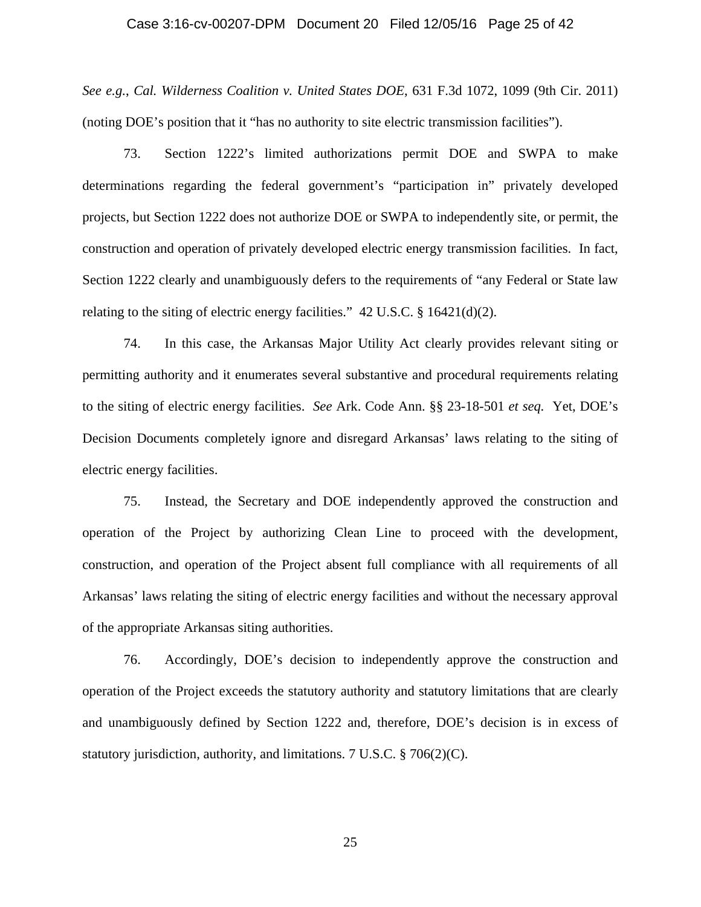*See e.g.*, *Cal. Wilderness Coalition v. United States DOE*, 631 F.3d 1072, 1099 (9th Cir. 2011) (noting DOE's position that it "has no authority to site electric transmission facilities").

73. Section 1222's limited authorizations permit DOE and SWPA to make determinations regarding the federal government's "participation in" privately developed projects, but Section 1222 does not authorize DOE or SWPA to independently site, or permit, the construction and operation of privately developed electric energy transmission facilities. In fact, Section 1222 clearly and unambiguously defers to the requirements of "any Federal or State law relating to the siting of electric energy facilities." 42 U.S.C. § 16421(d)(2).

74. In this case, the Arkansas Major Utility Act clearly provides relevant siting or permitting authority and it enumerates several substantive and procedural requirements relating to the siting of electric energy facilities. *See* Ark. Code Ann. §§ 23-18-501 *et seq.* Yet, DOE's Decision Documents completely ignore and disregard Arkansas' laws relating to the siting of electric energy facilities.

75. Instead, the Secretary and DOE independently approved the construction and operation of the Project by authorizing Clean Line to proceed with the development, construction, and operation of the Project absent full compliance with all requirements of all Arkansas' laws relating the siting of electric energy facilities and without the necessary approval of the appropriate Arkansas siting authorities.

76. Accordingly, DOE's decision to independently approve the construction and operation of the Project exceeds the statutory authority and statutory limitations that are clearly and unambiguously defined by Section 1222 and, therefore, DOE's decision is in excess of statutory jurisdiction, authority, and limitations. 7 U.S.C. § 706(2)(C).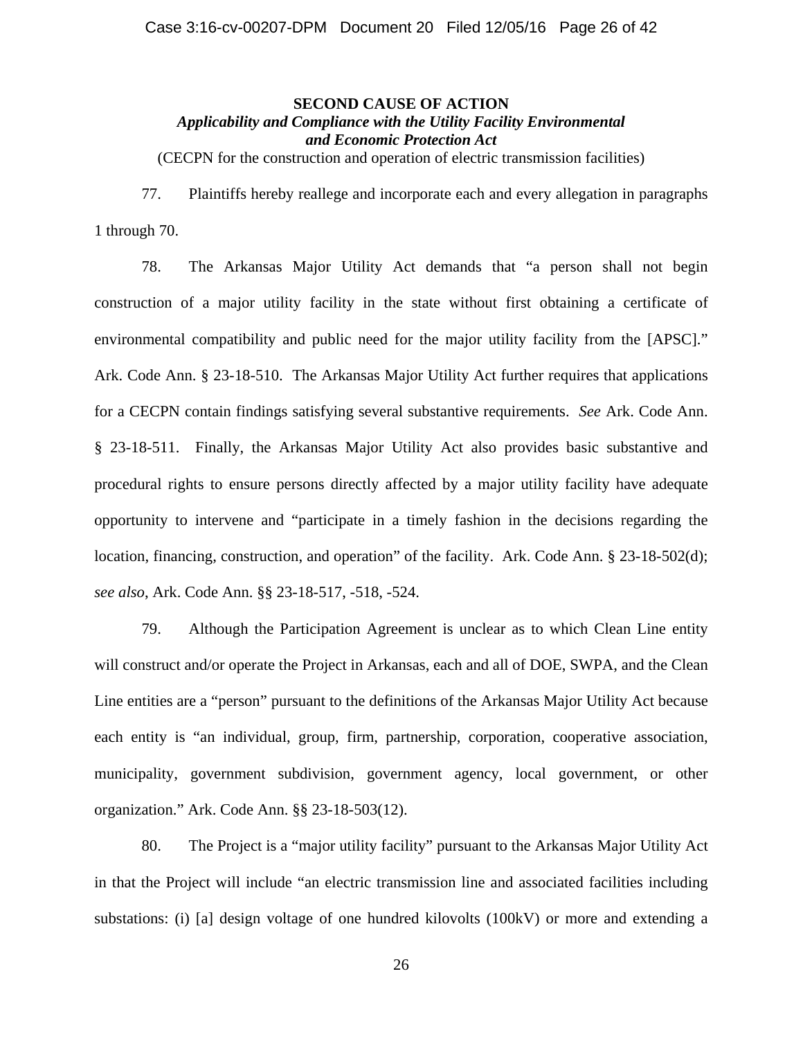**SECOND CAUSE OF ACTION**

***Applicability and Compliance with the Utility Facility Environmental and Economic Protection Act***

(CECPN for the construction and operation of electric transmission facilities)

77. Plaintiffs hereby reallege and incorporate each and every allegation in paragraphs 1 through 70.

78. The Arkansas Major Utility Act demands that "a person shall not begin construction of a major utility facility in the state without first obtaining a certificate of environmental compatibility and public need for the major utility facility from the [APSC]." Ark. Code Ann. § 23-18-510. The Arkansas Major Utility Act further requires that applications for a CECPN contain findings satisfying several substantive requirements. *See* Ark. Code Ann. § 23-18-511. Finally, the Arkansas Major Utility Act also provides basic substantive and procedural rights to ensure persons directly affected by a major utility facility have adequate opportunity to intervene and "participate in a timely fashion in the decisions regarding the location, financing, construction, and operation" of the facility. Ark. Code Ann. § 23-18-502(d); *see also*, Ark. Code Ann. §§ 23-18-517, -518, -524.

79. Although the Participation Agreement is unclear as to which Clean Line entity will construct and/or operate the Project in Arkansas, each and all of DOE, SWPA, and the Clean Line entities are a "person" pursuant to the definitions of the Arkansas Major Utility Act because each entity is "an individual, group, firm, partnership, corporation, cooperative association, municipality, government subdivision, government agency, local government, or other organization." Ark. Code Ann. §§ 23-18-503(12).

80. The Project is a "major utility facility" pursuant to the Arkansas Major Utility Act in that the Project will include "an electric transmission line and associated facilities including substations: (i) [a] design voltage of one hundred kilovolts (100kV) or more and extending a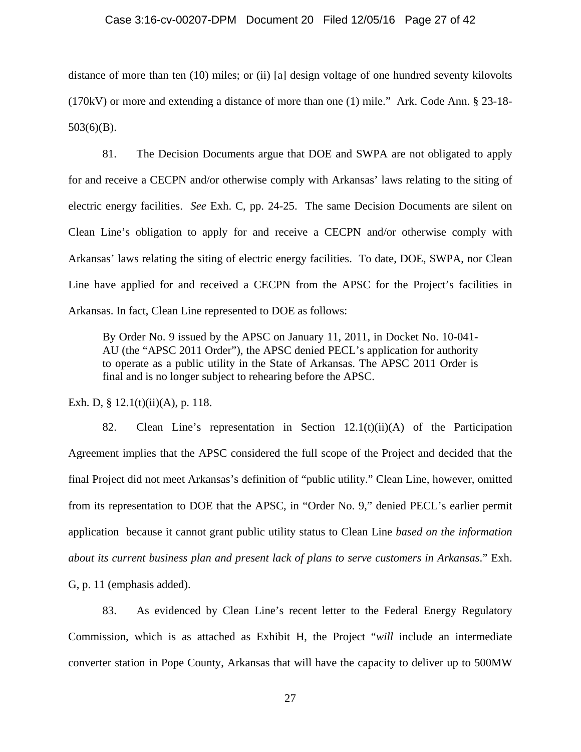distance of more than ten (10) miles; or (ii) [a] design voltage of one hundred seventy kilovolts (170kV) or more and extending a distance of more than one (1) mile." Ark. Code Ann. § 23-18-503(6)(B).

81. The Decision Documents argue that DOE and SWPA are not obligated to apply for and receive a CECPN and/or otherwise comply with Arkansas' laws relating to the siting of electric energy facilities. *See* Exh. C, pp. 24-25. The same Decision Documents are silent on Clean Line's obligation to apply for and receive a CECPN and/or otherwise comply with Arkansas' laws relating the siting of electric energy facilities. To date, DOE, SWPA, nor Clean Line have applied for and received a CECPN from the APSC for the Project's facilities in Arkansas. In fact, Clean Line represented to DOE as follows:

> By Order No. 9 issued by the APSC on January 11, 2011, in Docket No. 10-041-AU (the "APSC 2011 Order"), the APSC denied PECL's application for authority to operate as a public utility in the State of Arkansas. The APSC 2011 Order is final and is no longer subject to rehearing before the APSC.

Exh. D, § 12.1(t)(ii)(A), p. 118.

82. Clean Line's representation in Section 12.1(t)(ii)(A) of the Participation Agreement implies that the APSC considered the full scope of the Project and decided that the final Project did not meet Arkansas's definition of "public utility." Clean Line, however, omitted from its representation to DOE that the APSC, in "Order No. 9," denied PECL's earlier permit application because it cannot grant public utility status to Clean Line *based on the information about its current business plan and present lack of plans to serve customers in Arkansas*." Exh. G, p. 11 (emphasis added).

83. As evidenced by Clean Line's recent letter to the Federal Energy Regulatory Commission, which is as attached as Exhibit H, the Project "*will* include an intermediate converter station in Pope County, Arkansas that will have the capacity to deliver up to 500MW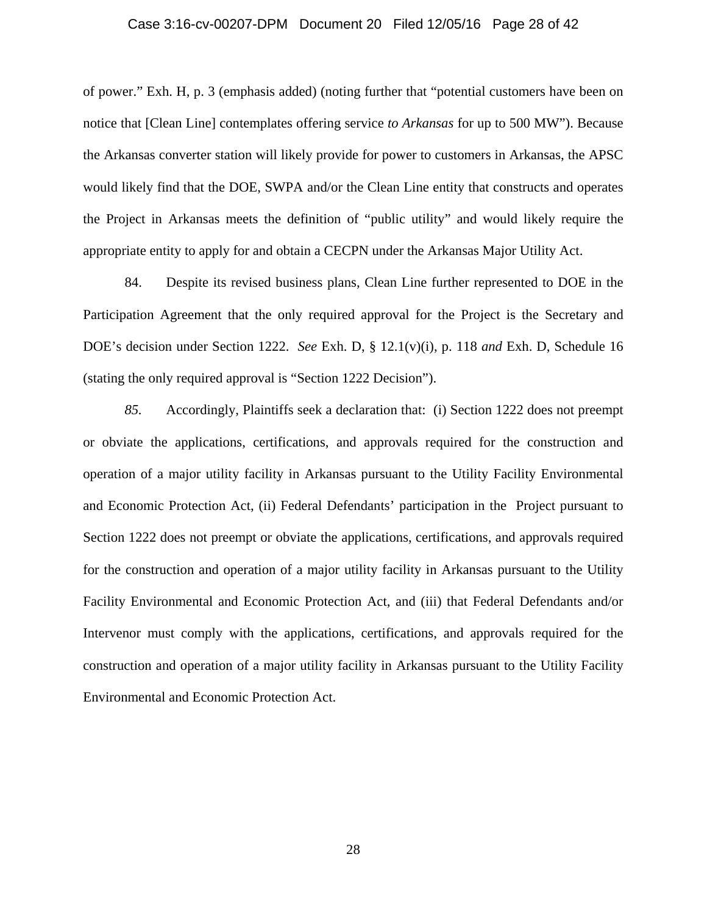of power." Exh. H, p. 3 (emphasis added) (noting further that "potential customers have been on notice that [Clean Line] contemplates offering service *to Arkansas* for up to 500 MW"). Because the Arkansas converter station will likely provide for power to customers in Arkansas, the APSC would likely find that the DOE, SWPA and/or the Clean Line entity that constructs and operates the Project in Arkansas meets the definition of "public utility" and would likely require the appropriate entity to apply for and obtain a CECPN under the Arkansas Major Utility Act.

84. Despite its revised business plans, Clean Line further represented to DOE in the Participation Agreement that the only required approval for the Project is the Secretary and DOE's decision under Section 1222. *See* Exh. D, § 12.1(v)(i), p. 118 *and* Exh. D, Schedule 16 (stating the only required approval is "Section 1222 Decision").

*85.* Accordingly, Plaintiffs seek a declaration that: (i) Section 1222 does not preempt or obviate the applications, certifications, and approvals required for the construction and operation of a major utility facility in Arkansas pursuant to the Utility Facility Environmental and Economic Protection Act, (ii) Federal Defendants' participation in the Project pursuant to Section 1222 does not preempt or obviate the applications, certifications, and approvals required for the construction and operation of a major utility facility in Arkansas pursuant to the Utility Facility Environmental and Economic Protection Act, and (iii) that Federal Defendants and/or Intervenor must comply with the applications, certifications, and approvals required for the construction and operation of a major utility facility in Arkansas pursuant to the Utility Facility Environmental and Economic Protection Act.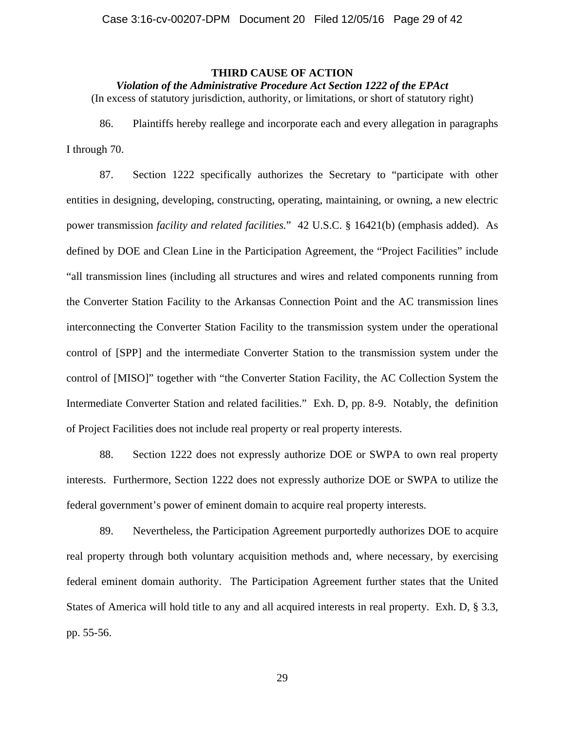**THIRD CAUSE OF ACTION**

***Violation of the Administrative Procedure Act Section 1222 of the EPAct***

(In excess of statutory jurisdiction, authority, or limitations, or short of statutory right)

86. Plaintiffs hereby reallege and incorporate each and every allegation in paragraphs I through 70.

87. Section 1222 specifically authorizes the Secretary to "participate with other entities in designing, developing, constructing, operating, maintaining, or owning, a new electric power transmission *facility and related facilities.*" 42 U.S.C. § 16421(b) (emphasis added). As defined by DOE and Clean Line in the Participation Agreement, the "Project Facilities" include "all transmission lines (including all structures and wires and related components running from the Converter Station Facility to the Arkansas Connection Point and the AC transmission lines interconnecting the Converter Station Facility to the transmission system under the operational control of [SPP] and the intermediate Converter Station to the transmission system under the control of [MISO]" together with "the Converter Station Facility, the AC Collection System the Intermediate Converter Station and related facilities." Exh. D, pp. 8-9. Notably, the definition of Project Facilities does not include real property or real property interests.

88. Section 1222 does not expressly authorize DOE or SWPA to own real property interests. Furthermore, Section 1222 does not expressly authorize DOE or SWPA to utilize the federal government's power of eminent domain to acquire real property interests.

89. Nevertheless, the Participation Agreement purportedly authorizes DOE to acquire real property through both voluntary acquisition methods and, where necessary, by exercising federal eminent domain authority. The Participation Agreement further states that the United States of America will hold title to any and all acquired interests in real property. Exh. D, § 3.3, pp. 55-56.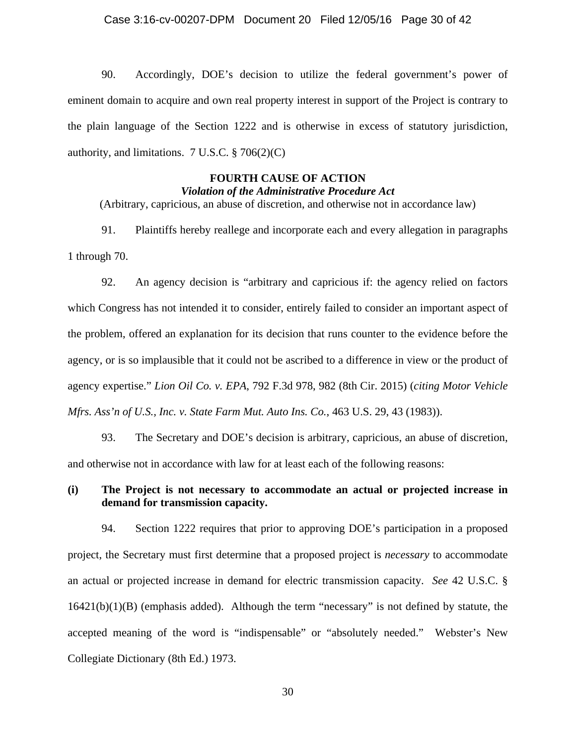90. Accordingly, DOE's decision to utilize the federal government's power of eminent domain to acquire and own real property interest in support of the Project is contrary to the plain language of the Section 1222 and is otherwise in excess of statutory jurisdiction, authority, and limitations. 7 U.S.C. § 706(2)(C)

**FOURTH CAUSE OF ACTION**
***Violation of the Administrative Procedure Act***
(Arbitrary, capricious, an abuse of discretion, and otherwise not in accordance law)

91. Plaintiffs hereby reallege and incorporate each and every allegation in paragraphs 1 through 70.

92. An agency decision is "arbitrary and capricious if: the agency relied on factors which Congress has not intended it to consider, entirely failed to consider an important aspect of the problem, offered an explanation for its decision that runs counter to the evidence before the agency, or is so implausible that it could not be ascribed to a difference in view or the product of agency expertise." *Lion Oil Co. v. EPA*, 792 F.3d 978, 982 (8th Cir. 2015) (*citing Motor Vehicle Mfrs. Ass'n of U.S., Inc. v. State Farm Mut. Auto Ins. Co.*, 463 U.S. 29, 43 (1983)).

93. The Secretary and DOE's decision is arbitrary, capricious, an abuse of discretion, and otherwise not in accordance with law for at least each of the following reasons:

**(i) The Project is not necessary to accommodate an actual or projected increase in demand for transmission capacity.**

94. Section 1222 requires that prior to approving DOE's participation in a proposed project, the Secretary must first determine that a proposed project is *necessary* to accommodate an actual or projected increase in demand for electric transmission capacity. *See* 42 U.S.C. § 16421(b)(1)(B) (emphasis added). Although the term "necessary" is not defined by statute, the accepted meaning of the word is "indispensable" or "absolutely needed." Webster's New Collegiate Dictionary (8th Ed.) 1973.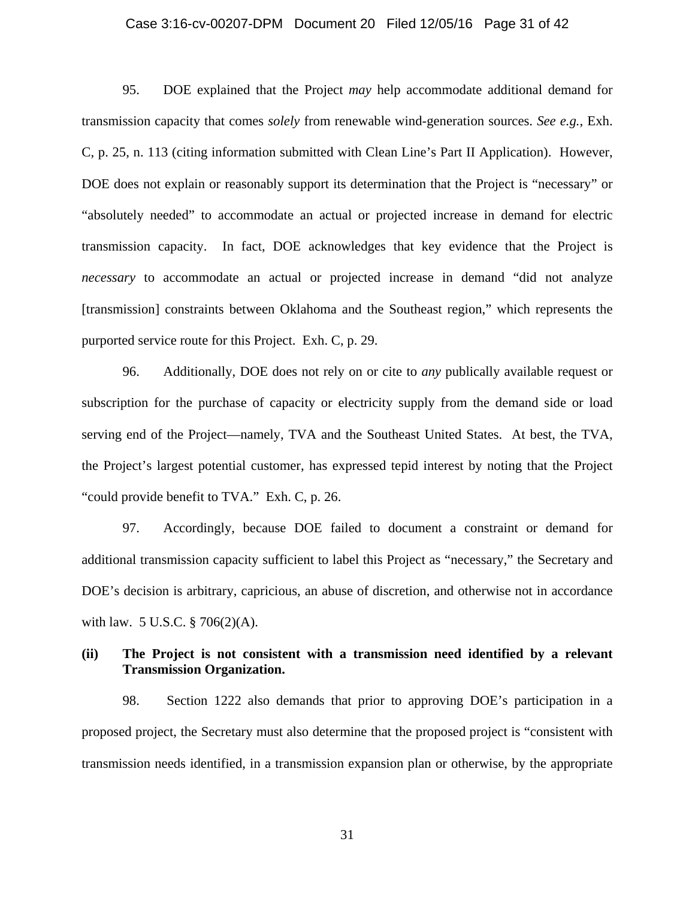95. DOE explained that the Project *may* help accommodate additional demand for transmission capacity that comes *solely* from renewable wind-generation sources. *See e.g.*, Exh. C, p. 25, n. 113 (citing information submitted with Clean Line's Part II Application). However, DOE does not explain or reasonably support its determination that the Project is "necessary" or "absolutely needed" to accommodate an actual or projected increase in demand for electric transmission capacity. In fact, DOE acknowledges that key evidence that the Project is *necessary* to accommodate an actual or projected increase in demand "did not analyze [transmission] constraints between Oklahoma and the Southeast region," which represents the purported service route for this Project. Exh. C, p. 29.

96. Additionally, DOE does not rely on or cite to *any* publically available request or subscription for the purchase of capacity or electricity supply from the demand side or load serving end of the Project—namely, TVA and the Southeast United States. At best, the TVA, the Project's largest potential customer, has expressed tepid interest by noting that the Project "could provide benefit to TVA." Exh. C, p. 26.

97. Accordingly, because DOE failed to document a constraint or demand for additional transmission capacity sufficient to label this Project as "necessary," the Secretary and DOE's decision is arbitrary, capricious, an abuse of discretion, and otherwise not in accordance with law. 5 U.S.C. § 706(2)(A).

**(ii) The Project is not consistent with a transmission need identified by a relevant Transmission Organization.**

98. Section 1222 also demands that prior to approving DOE's participation in a proposed project, the Secretary must also determine that the proposed project is "consistent with transmission needs identified, in a transmission expansion plan or otherwise, by the appropriate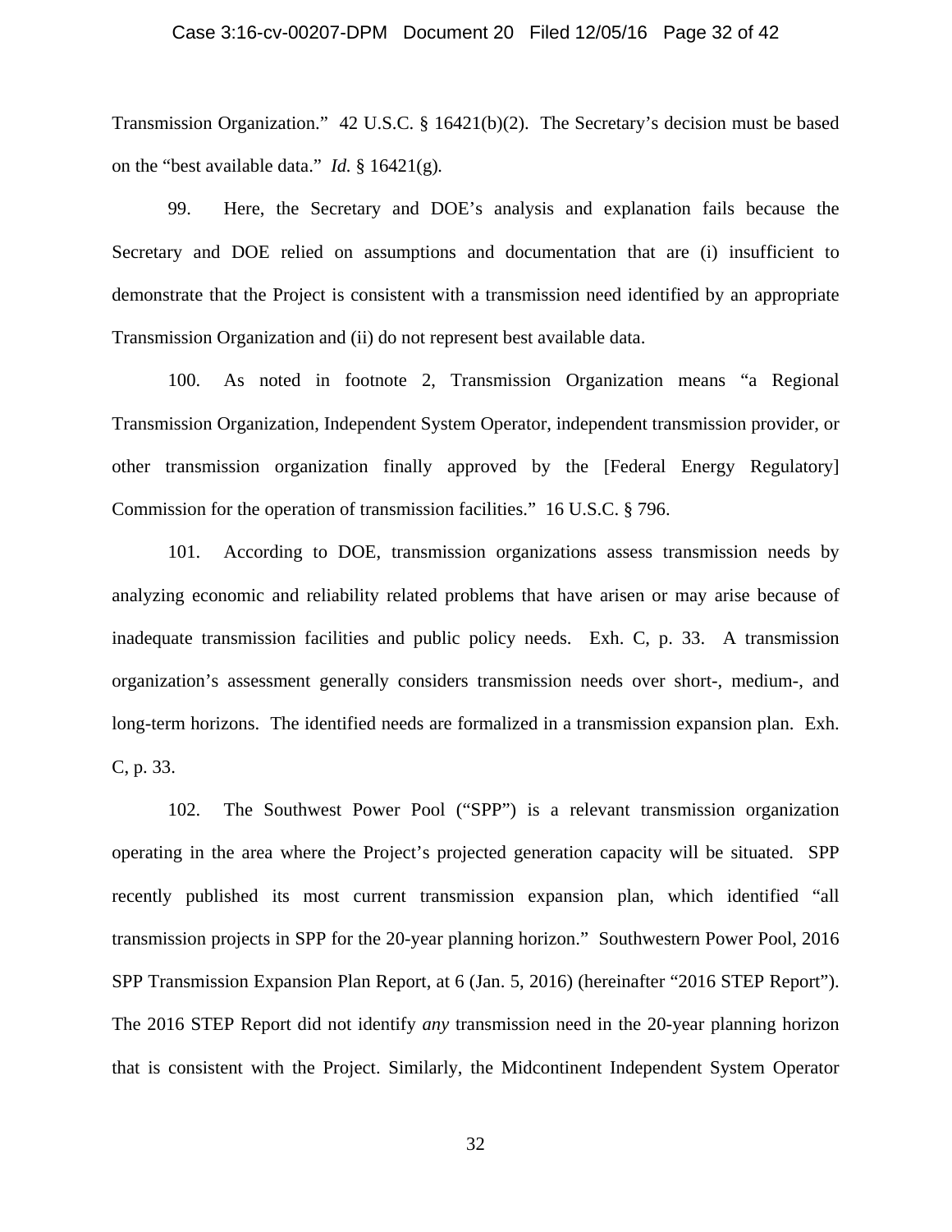Transmission Organization." 42 U.S.C. § 16421(b)(2). The Secretary's decision must be based on the "best available data." *Id.* § 16421(g).

99. Here, the Secretary and DOE's analysis and explanation fails because the Secretary and DOE relied on assumptions and documentation that are (i) insufficient to demonstrate that the Project is consistent with a transmission need identified by an appropriate Transmission Organization and (ii) do not represent best available data.

100. As noted in footnote 2, Transmission Organization means "a Regional Transmission Organization, Independent System Operator, independent transmission provider, or other transmission organization finally approved by the [Federal Energy Regulatory] Commission for the operation of transmission facilities." 16 U.S.C. § 796.

101. According to DOE, transmission organizations assess transmission needs by analyzing economic and reliability related problems that have arisen or may arise because of inadequate transmission facilities and public policy needs. Exh. C, p. 33. A transmission organization's assessment generally considers transmission needs over short-, medium-, and long-term horizons. The identified needs are formalized in a transmission expansion plan. Exh. C, p. 33.

102. The Southwest Power Pool ("SPP") is a relevant transmission organization operating in the area where the Project's projected generation capacity will be situated. SPP recently published its most current transmission expansion plan, which identified "all transmission projects in SPP for the 20-year planning horizon." Southwestern Power Pool, 2016 SPP Transmission Expansion Plan Report, at 6 (Jan. 5, 2016) (hereinafter "2016 STEP Report"). The 2016 STEP Report did not identify *any* transmission need in the 20-year planning horizon that is consistent with the Project. Similarly, the Midcontinent Independent System Operator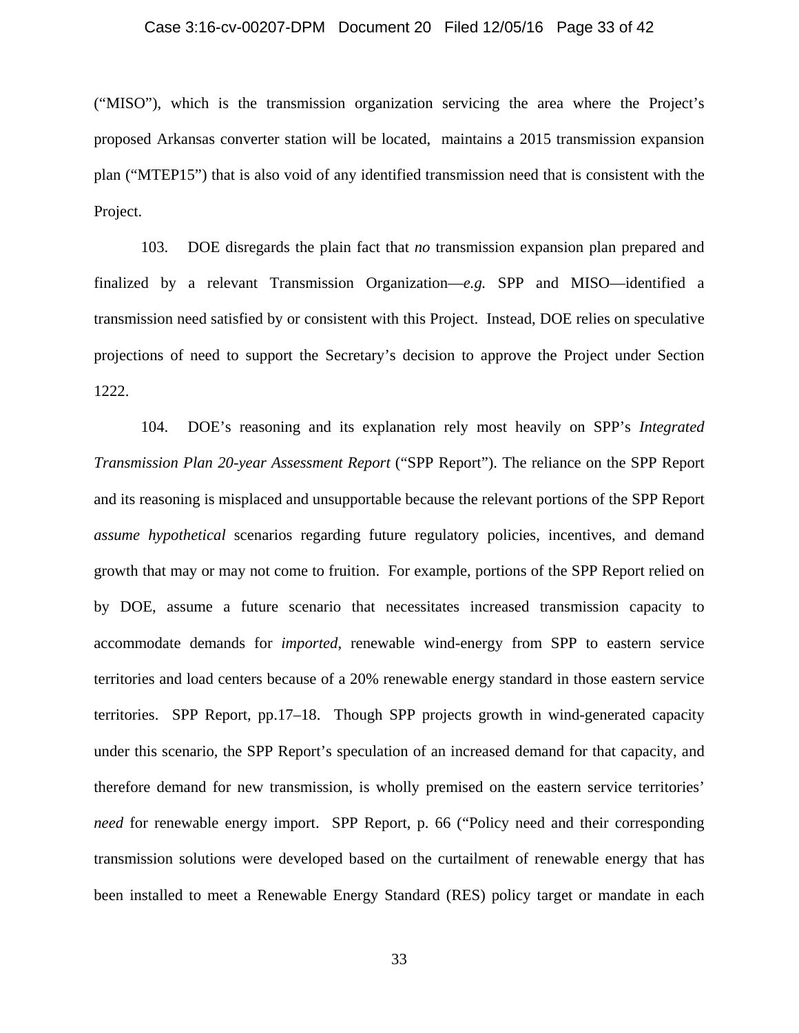("MISO"), which is the transmission organization servicing the area where the Project's proposed Arkansas converter station will be located, maintains a 2015 transmission expansion plan ("MTEP15") that is also void of any identified transmission need that is consistent with the Project.

103. DOE disregards the plain fact that *no* transmission expansion plan prepared and finalized by a relevant Transmission Organization—*e.g.* SPP and MISO—identified a transmission need satisfied by or consistent with this Project. Instead, DOE relies on speculative projections of need to support the Secretary's decision to approve the Project under Section 1222.

104. DOE's reasoning and its explanation rely most heavily on SPP's *Integrated Transmission Plan 20-year Assessment Report* ("SPP Report"). The reliance on the SPP Report and its reasoning is misplaced and unsupportable because the relevant portions of the SPP Report *assume hypothetical* scenarios regarding future regulatory policies, incentives, and demand growth that may or may not come to fruition. For example, portions of the SPP Report relied on by DOE, assume a future scenario that necessitates increased transmission capacity to accommodate demands for *imported*, renewable wind-energy from SPP to eastern service territories and load centers because of a 20% renewable energy standard in those eastern service territories. SPP Report, pp.17–18. Though SPP projects growth in wind-generated capacity under this scenario, the SPP Report's speculation of an increased demand for that capacity, and therefore demand for new transmission, is wholly premised on the eastern service territories' *need* for renewable energy import. SPP Report, p. 66 ("Policy need and their corresponding transmission solutions were developed based on the curtailment of renewable energy that has been installed to meet a Renewable Energy Standard (RES) policy target or mandate in each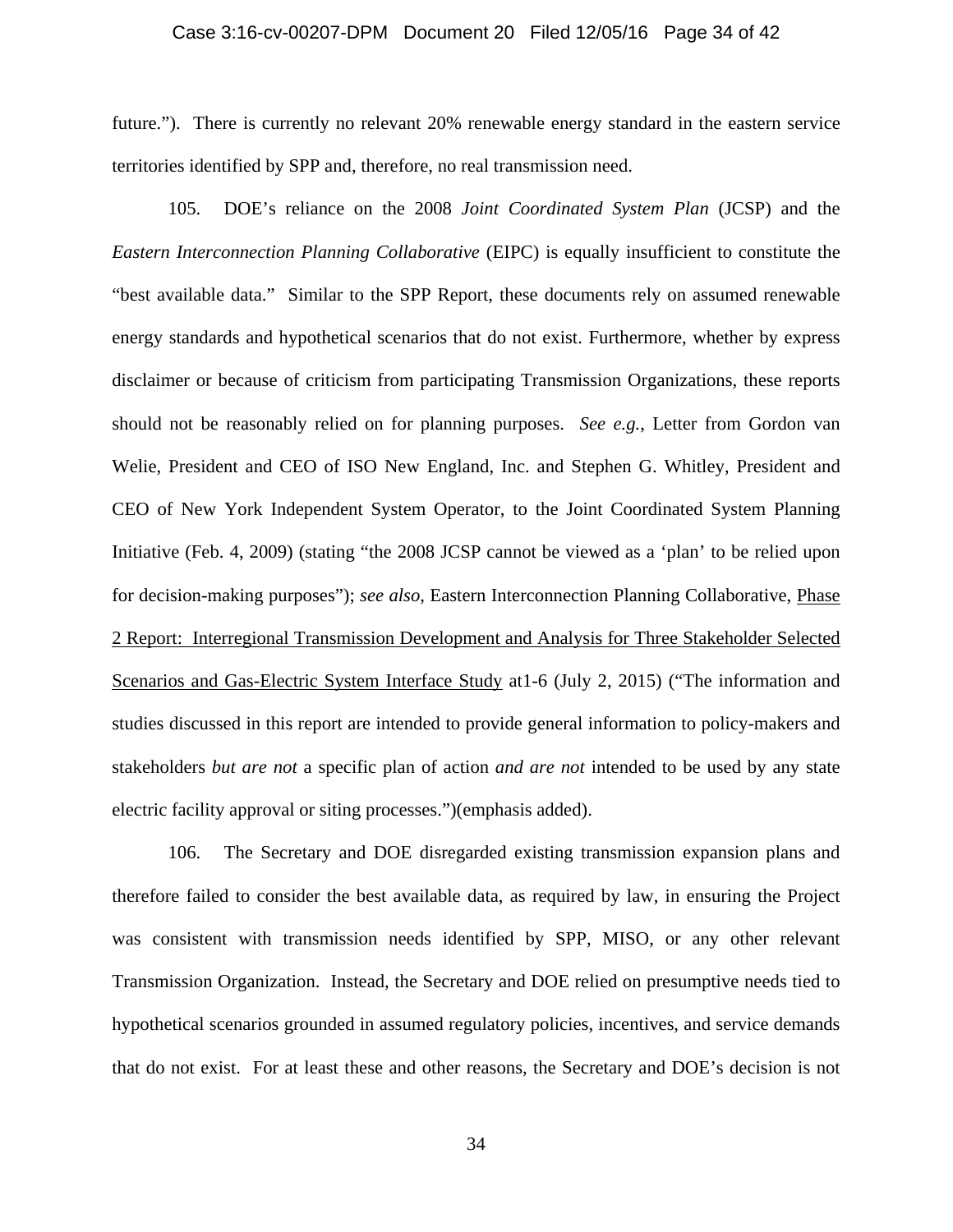future."). There is currently no relevant 20% renewable energy standard in the eastern service territories identified by SPP and, therefore, no real transmission need.

105. DOE's reliance on the 2008 *Joint Coordinated System Plan* (JCSP) and the *Eastern Interconnection Planning Collaborative* (EIPC) is equally insufficient to constitute the "best available data." Similar to the SPP Report, these documents rely on assumed renewable energy standards and hypothetical scenarios that do not exist. Furthermore, whether by express disclaimer or because of criticism from participating Transmission Organizations, these reports should not be reasonably relied on for planning purposes. *See e.g.*, Letter from Gordon van Welie, President and CEO of ISO New England, Inc. and Stephen G. Whitley, President and CEO of New York Independent System Operator, to the Joint Coordinated System Planning Initiative (Feb. 4, 2009) (stating "the 2008 JCSP cannot be viewed as a 'plan' to be relied upon for decision-making purposes"); *see also*, Eastern Interconnection Planning Collaborative, Phase 2 Report: Interregional Transmission Development and Analysis for Three Stakeholder Selected Scenarios and Gas-Electric System Interface Study at1-6 (July 2, 2015) ("The information and studies discussed in this report are intended to provide general information to policy-makers and stakeholders *but are not* a specific plan of action *and are not* intended to be used by any state electric facility approval or siting processes.")(emphasis added).

106. The Secretary and DOE disregarded existing transmission expansion plans and therefore failed to consider the best available data, as required by law, in ensuring the Project was consistent with transmission needs identified by SPP, MISO, or any other relevant Transmission Organization. Instead, the Secretary and DOE relied on presumptive needs tied to hypothetical scenarios grounded in assumed regulatory policies, incentives, and service demands that do not exist. For at least these and other reasons, the Secretary and DOE's decision is not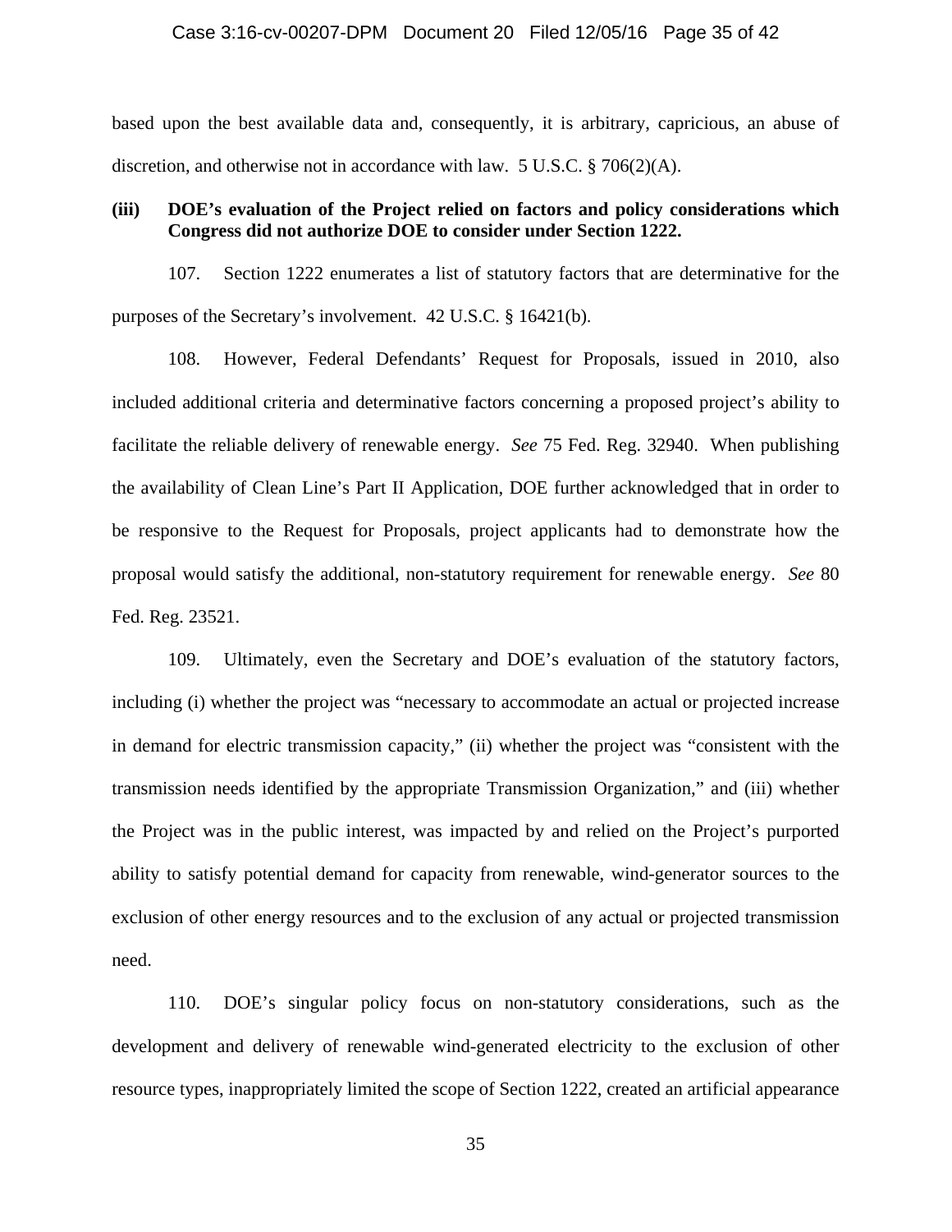based upon the best available data and, consequently, it is arbitrary, capricious, an abuse of discretion, and otherwise not in accordance with law. 5 U.S.C. § 706(2)(A).

**(iii) DOE's evaluation of the Project relied on factors and policy considerations which Congress did not authorize DOE to consider under Section 1222.**

107. Section 1222 enumerates a list of statutory factors that are determinative for the purposes of the Secretary's involvement. 42 U.S.C. § 16421(b).

108. However, Federal Defendants' Request for Proposals, issued in 2010, also included additional criteria and determinative factors concerning a proposed project's ability to facilitate the reliable delivery of renewable energy. *See* 75 Fed. Reg. 32940. When publishing the availability of Clean Line's Part II Application, DOE further acknowledged that in order to be responsive to the Request for Proposals, project applicants had to demonstrate how the proposal would satisfy the additional, non-statutory requirement for renewable energy. *See* 80 Fed. Reg. 23521.

109. Ultimately, even the Secretary and DOE's evaluation of the statutory factors, including (i) whether the project was "necessary to accommodate an actual or projected increase in demand for electric transmission capacity," (ii) whether the project was "consistent with the transmission needs identified by the appropriate Transmission Organization," and (iii) whether the Project was in the public interest, was impacted by and relied on the Project's purported ability to satisfy potential demand for capacity from renewable, wind-generator sources to the exclusion of other energy resources and to the exclusion of any actual or projected transmission need.

110. DOE's singular policy focus on non-statutory considerations, such as the development and delivery of renewable wind-generated electricity to the exclusion of other resource types, inappropriately limited the scope of Section 1222, created an artificial appearance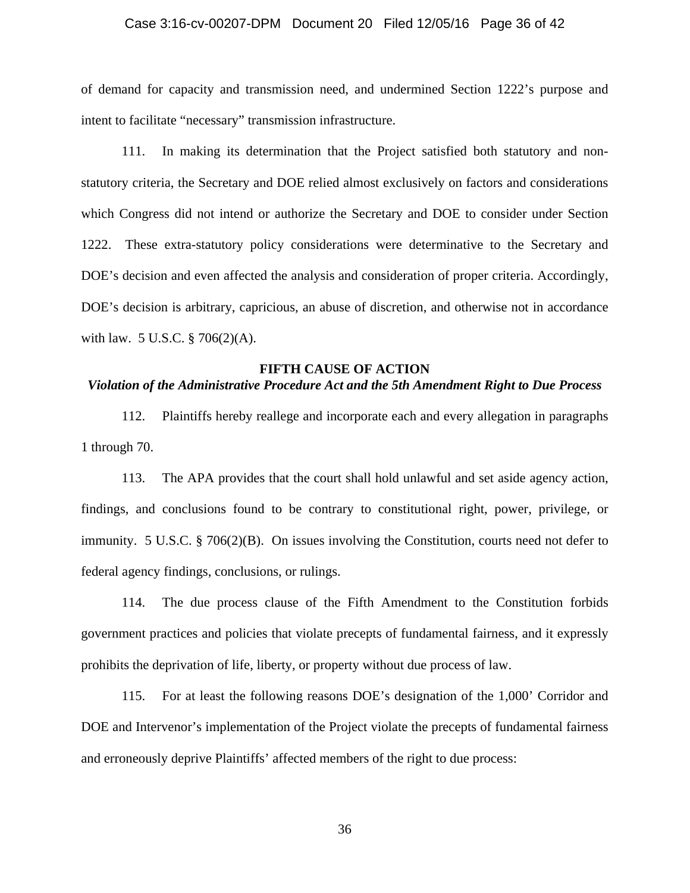of demand for capacity and transmission need, and undermined Section 1222's purpose and intent to facilitate "necessary" transmission infrastructure.

111. In making its determination that the Project satisfied both statutory and non-statutory criteria, the Secretary and DOE relied almost exclusively on factors and considerations which Congress did not intend or authorize the Secretary and DOE to consider under Section 1222. These extra-statutory policy considerations were determinative to the Secretary and DOE's decision and even affected the analysis and consideration of proper criteria. Accordingly, DOE's decision is arbitrary, capricious, an abuse of discretion, and otherwise not in accordance with law. 5 U.S.C. § 706(2)(A).

## FIFTH CAUSE OF ACTION

***Violation of the Administrative Procedure Act and the 5th Amendment Right to Due Process***

112. Plaintiffs hereby reallege and incorporate each and every allegation in paragraphs 1 through 70.

113. The APA provides that the court shall hold unlawful and set aside agency action, findings, and conclusions found to be contrary to constitutional right, power, privilege, or immunity. 5 U.S.C. § 706(2)(B). On issues involving the Constitution, courts need not defer to federal agency findings, conclusions, or rulings.

114. The due process clause of the Fifth Amendment to the Constitution forbids government practices and policies that violate precepts of fundamental fairness, and it expressly prohibits the deprivation of life, liberty, or property without due process of law.

115. For at least the following reasons DOE's designation of the 1,000' Corridor and DOE and Intervenor's implementation of the Project violate the precepts of fundamental fairness and erroneously deprive Plaintiffs' affected members of the right to due process: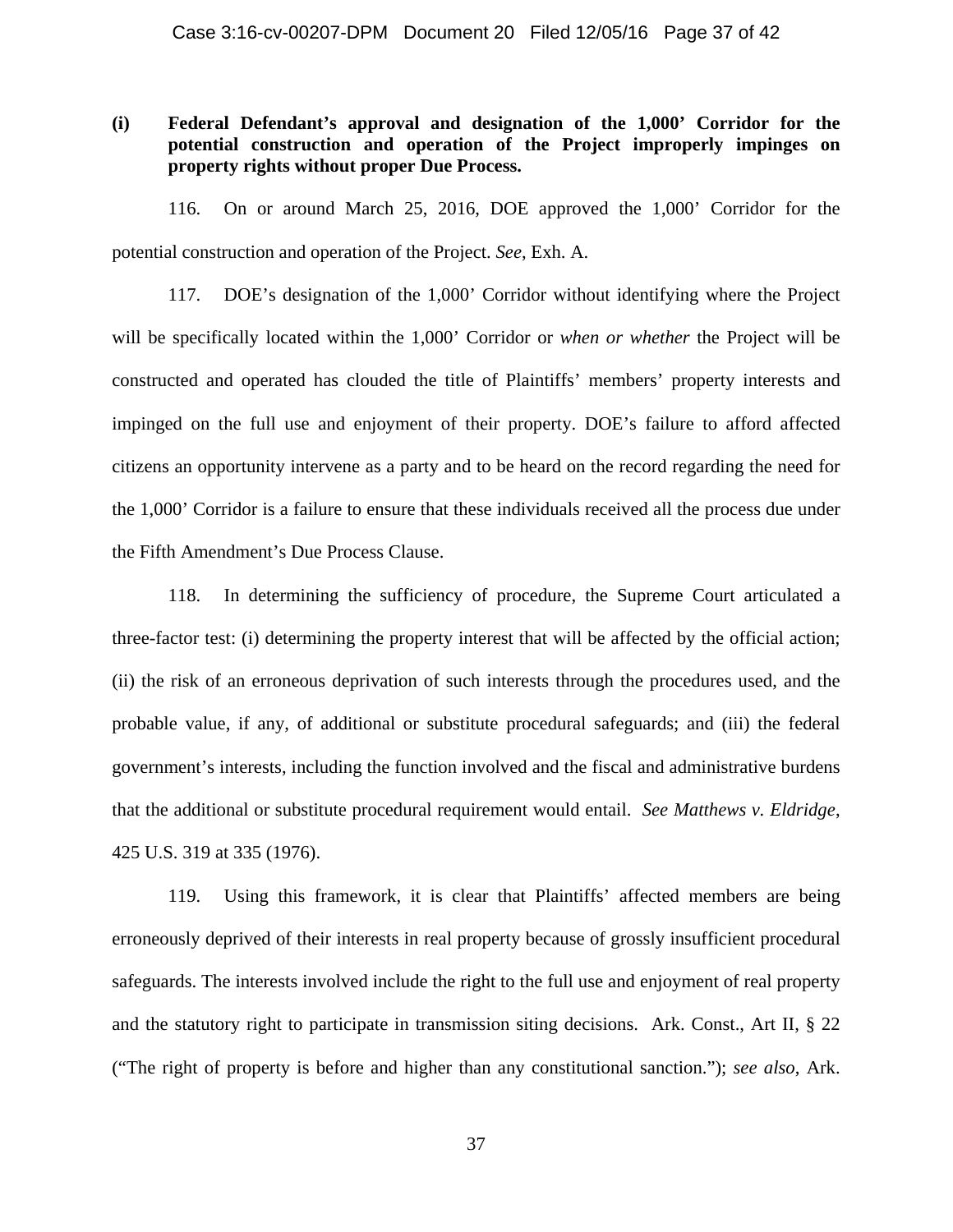**(i) Federal Defendant's approval and designation of the 1,000' Corridor for the potential construction and operation of the Project improperly impinges on property rights without proper Due Process.**

116. On or around March 25, 2016, DOE approved the 1,000' Corridor for the potential construction and operation of the Project. *See*, Exh. A.

117. DOE's designation of the 1,000' Corridor without identifying where the Project will be specifically located within the 1,000' Corridor or *when or whether* the Project will be constructed and operated has clouded the title of Plaintiffs' members' property interests and impinged on the full use and enjoyment of their property. DOE's failure to afford affected citizens an opportunity intervene as a party and to be heard on the record regarding the need for the 1,000' Corridor is a failure to ensure that these individuals received all the process due under the Fifth Amendment's Due Process Clause.

118. In determining the sufficiency of procedure, the Supreme Court articulated a three-factor test: (i) determining the property interest that will be affected by the official action; (ii) the risk of an erroneous deprivation of such interests through the procedures used, and the probable value, if any, of additional or substitute procedural safeguards; and (iii) the federal government's interests, including the function involved and the fiscal and administrative burdens that the additional or substitute procedural requirement would entail. *See Matthews v. Eldridge*, 425 U.S. 319 at 335 (1976).

119. Using this framework, it is clear that Plaintiffs' affected members are being erroneously deprived of their interests in real property because of grossly insufficient procedural safeguards. The interests involved include the right to the full use and enjoyment of real property and the statutory right to participate in transmission siting decisions. Ark. Const., Art II, § 22 ("The right of property is before and higher than any constitutional sanction."); *see also*, Ark.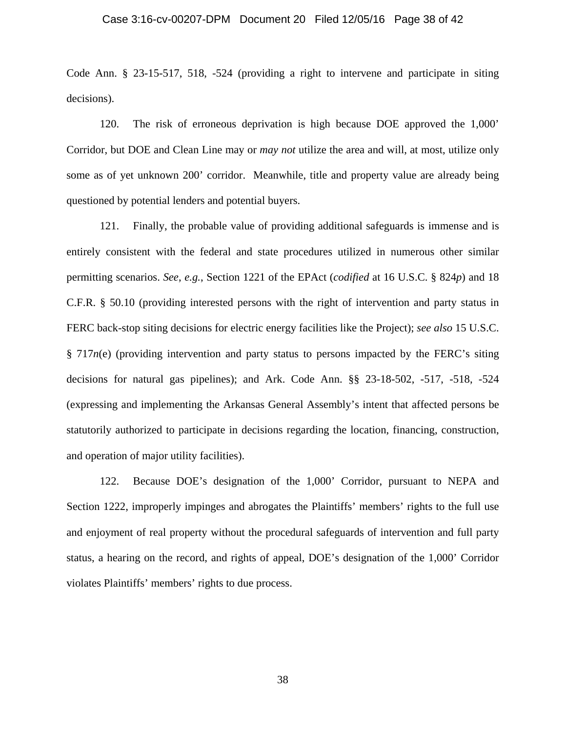Code Ann. § 23-15-517, 518, -524 (providing a right to intervene and participate in siting decisions).

120. The risk of erroneous deprivation is high because DOE approved the 1,000' Corridor, but DOE and Clean Line may or *may not* utilize the area and will, at most, utilize only some as of yet unknown 200' corridor. Meanwhile, title and property value are already being questioned by potential lenders and potential buyers.

121. Finally, the probable value of providing additional safeguards is immense and is entirely consistent with the federal and state procedures utilized in numerous other similar permitting scenarios. *See*, *e.g.*, Section 1221 of the EPAct (*codified* at 16 U.S.C. § 824*p*) and 18 C.F.R. § 50.10 (providing interested persons with the right of intervention and party status in FERC back-stop siting decisions for electric energy facilities like the Project); *see also* 15 U.S.C. § 717*n*(e) (providing intervention and party status to persons impacted by the FERC's siting decisions for natural gas pipelines); and Ark. Code Ann. §§ 23-18-502, -517, -518, -524 (expressing and implementing the Arkansas General Assembly's intent that affected persons be statutorily authorized to participate in decisions regarding the location, financing, construction, and operation of major utility facilities).

122. Because DOE's designation of the 1,000' Corridor, pursuant to NEPA and Section 1222, improperly impinges and abrogates the Plaintiffs' members' rights to the full use and enjoyment of real property without the procedural safeguards of intervention and full party status, a hearing on the record, and rights of appeal, DOE's designation of the 1,000' Corridor violates Plaintiffs' members' rights to due process.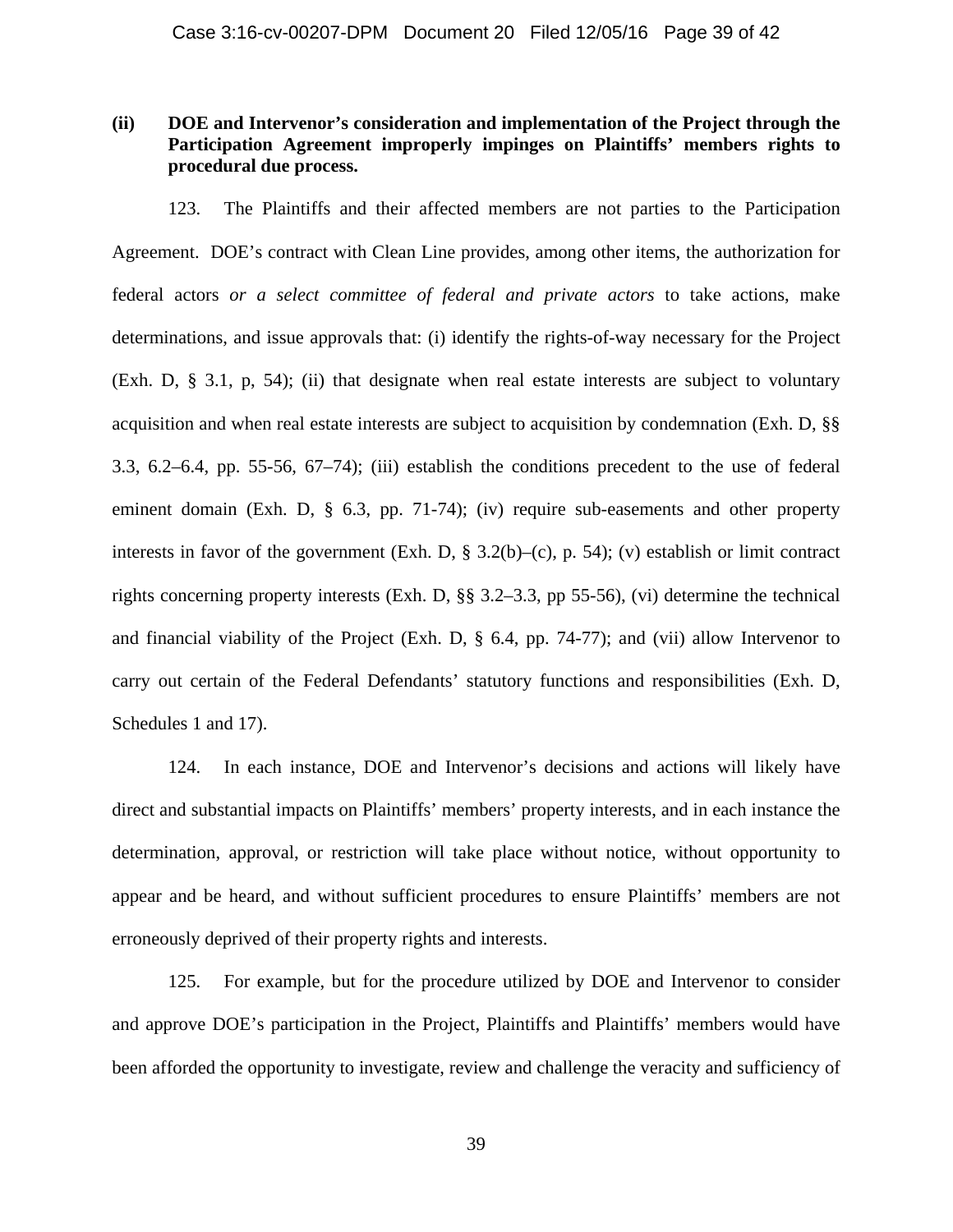**(ii) DOE and Intervenor's consideration and implementation of the Project through the Participation Agreement improperly impinges on Plaintiffs' members rights to procedural due process.**

123. The Plaintiffs and their affected members are not parties to the Participation Agreement. DOE's contract with Clean Line provides, among other items, the authorization for federal actors *or a select committee of federal and private actors* to take actions, make determinations, and issue approvals that: (i) identify the rights-of-way necessary for the Project (Exh. D, § 3.1, p, 54); (ii) that designate when real estate interests are subject to voluntary acquisition and when real estate interests are subject to acquisition by condemnation (Exh. D, §§ 3.3, 6.2–6.4, pp. 55-56, 67–74); (iii) establish the conditions precedent to the use of federal eminent domain (Exh. D, § 6.3, pp. 71-74); (iv) require sub-easements and other property interests in favor of the government (Exh. D, § 3.2(b)–(c), p. 54); (v) establish or limit contract rights concerning property interests (Exh. D, §§ 3.2–3.3, pp 55-56), (vi) determine the technical and financial viability of the Project (Exh. D, § 6.4, pp. 74-77); and (vii) allow Intervenor to carry out certain of the Federal Defendants' statutory functions and responsibilities (Exh. D, Schedules 1 and 17).

124. In each instance, DOE and Intervenor's decisions and actions will likely have direct and substantial impacts on Plaintiffs' members' property interests, and in each instance the determination, approval, or restriction will take place without notice, without opportunity to appear and be heard, and without sufficient procedures to ensure Plaintiffs' members are not erroneously deprived of their property rights and interests.

125. For example, but for the procedure utilized by DOE and Intervenor to consider and approve DOE's participation in the Project, Plaintiffs and Plaintiffs' members would have been afforded the opportunity to investigate, review and challenge the veracity and sufficiency of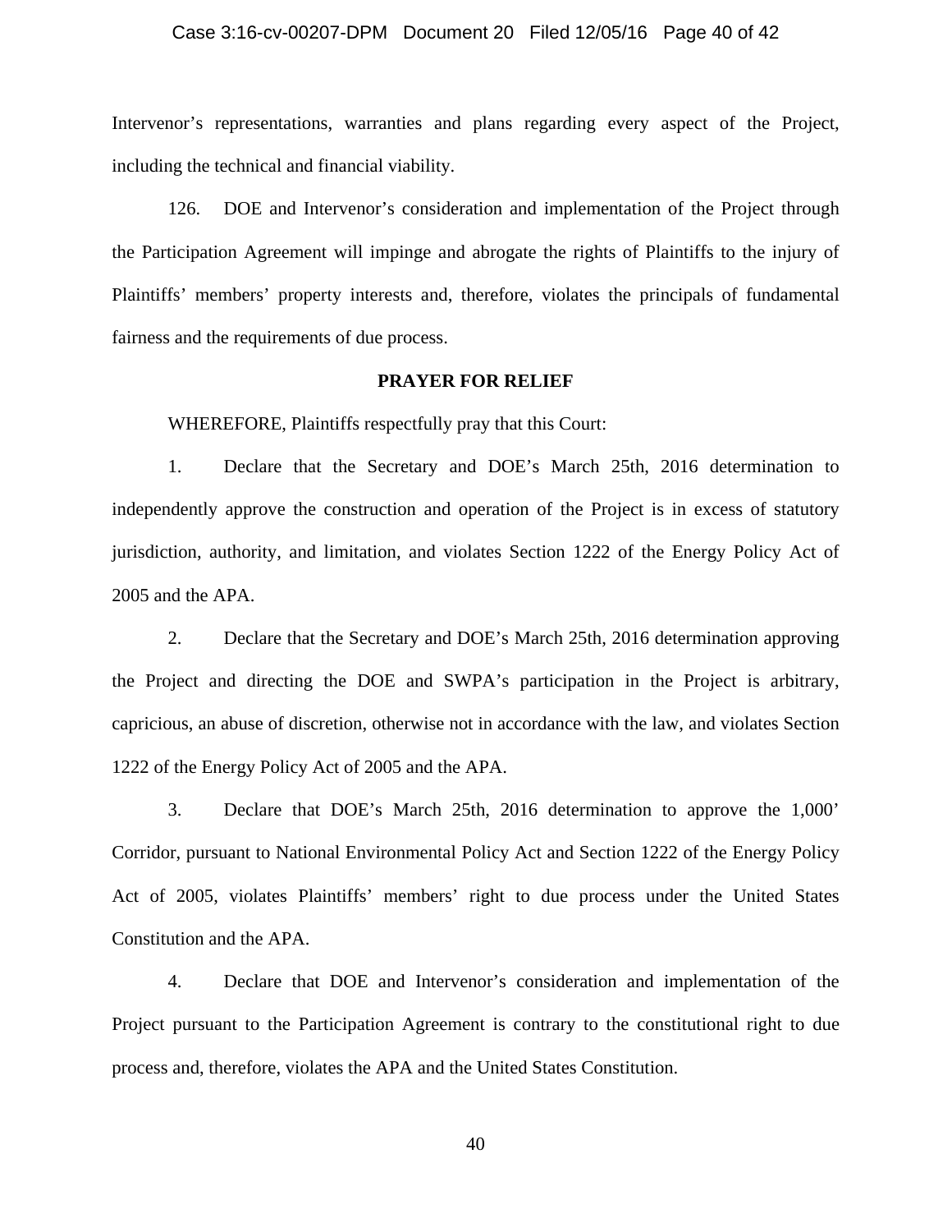Intervenor's representations, warranties and plans regarding every aspect of the Project, including the technical and financial viability.

126. DOE and Intervenor's consideration and implementation of the Project through the Participation Agreement will impinge and abrogate the rights of Plaintiffs to the injury of Plaintiffs' members' property interests and, therefore, violates the principals of fundamental fairness and the requirements of due process.

**PRAYER FOR RELIEF**

WHEREFORE, Plaintiffs respectfully pray that this Court:

1. Declare that the Secretary and DOE's March 25th, 2016 determination to independently approve the construction and operation of the Project is in excess of statutory jurisdiction, authority, and limitation, and violates Section 1222 of the Energy Policy Act of 2005 and the APA.

2. Declare that the Secretary and DOE's March 25th, 2016 determination approving the Project and directing the DOE and SWPA's participation in the Project is arbitrary, capricious, an abuse of discretion, otherwise not in accordance with the law, and violates Section 1222 of the Energy Policy Act of 2005 and the APA.

3. Declare that DOE's March 25th, 2016 determination to approve the 1,000' Corridor, pursuant to National Environmental Policy Act and Section 1222 of the Energy Policy Act of 2005, violates Plaintiffs' members' right to due process under the United States Constitution and the APA.

4. Declare that DOE and Intervenor's consideration and implementation of the Project pursuant to the Participation Agreement is contrary to the constitutional right to due process and, therefore, violates the APA and the United States Constitution.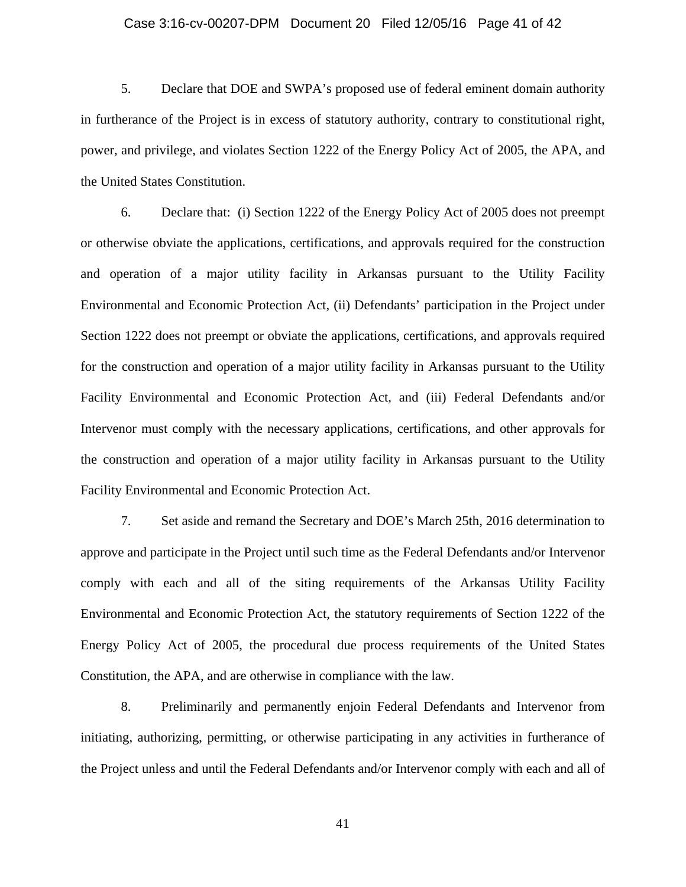5. Declare that DOE and SWPA's proposed use of federal eminent domain authority in furtherance of the Project is in excess of statutory authority, contrary to constitutional right, power, and privilege, and violates Section 1222 of the Energy Policy Act of 2005, the APA, and the United States Constitution.

6. Declare that: (i) Section 1222 of the Energy Policy Act of 2005 does not preempt or otherwise obviate the applications, certifications, and approvals required for the construction and operation of a major utility facility in Arkansas pursuant to the Utility Facility Environmental and Economic Protection Act, (ii) Defendants' participation in the Project under Section 1222 does not preempt or obviate the applications, certifications, and approvals required for the construction and operation of a major utility facility in Arkansas pursuant to the Utility Facility Environmental and Economic Protection Act, and (iii) Federal Defendants and/or Intervenor must comply with the necessary applications, certifications, and other approvals for the construction and operation of a major utility facility in Arkansas pursuant to the Utility Facility Environmental and Economic Protection Act.

7. Set aside and remand the Secretary and DOE's March 25th, 2016 determination to approve and participate in the Project until such time as the Federal Defendants and/or Intervenor comply with each and all of the siting requirements of the Arkansas Utility Facility Environmental and Economic Protection Act, the statutory requirements of Section 1222 of the Energy Policy Act of 2005, the procedural due process requirements of the United States Constitution, the APA, and are otherwise in compliance with the law.

8. Preliminarily and permanently enjoin Federal Defendants and Intervenor from initiating, authorizing, permitting, or otherwise participating in any activities in furtherance of the Project unless and until the Federal Defendants and/or Intervenor comply with each and all of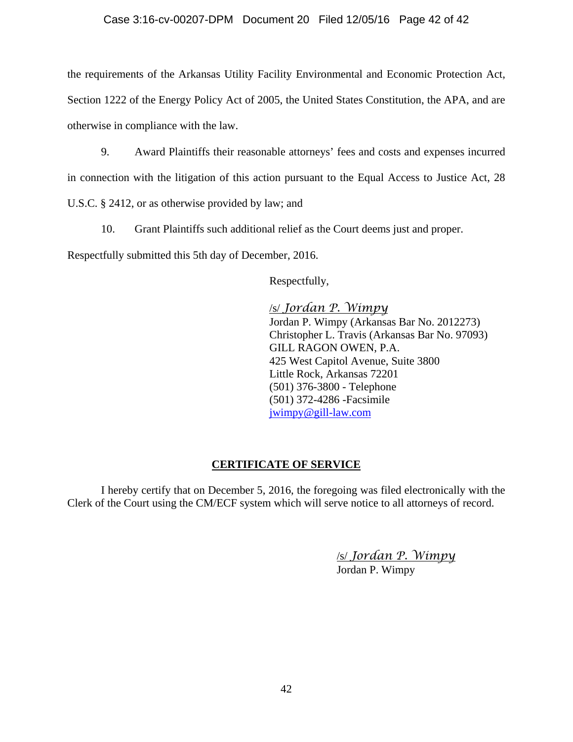the requirements of the Arkansas Utility Facility Environmental and Economic Protection Act, Section 1222 of the Energy Policy Act of 2005, the United States Constitution, the APA, and are otherwise in compliance with the law.

9. Award Plaintiffs their reasonable attorneys' fees and costs and expenses incurred in connection with the litigation of this action pursuant to the Equal Access to Justice Act, 28 U.S.C. § 2412, or as otherwise provided by law; and

10. Grant Plaintiffs such additional relief as the Court deems just and proper.

Respectfully submitted this 5th day of December, 2016.

Respectfully,

/s/ *Jordan P. Wimpy*
Jordan P. Wimpy (Arkansas Bar No. 2012273)
Christopher L. Travis (Arkansas Bar No. 97093)
GILL RAGON OWEN, P.A.
425 West Capitol Avenue, Suite 3800
Little Rock, Arkansas 72201
(501) 376-3800 - Telephone
(501) 372-4286 -Facsimile
jwimpy@gill-law.com

**CERTIFICATE OF SERVICE**

I hereby certify that on December 5, 2016, the foregoing was filed electronically with the Clerk of the Court using the CM/ECF system which will serve notice to all attorneys of record.

/s/ *Jordan P. Wimpy*
Jordan P. Wimpy